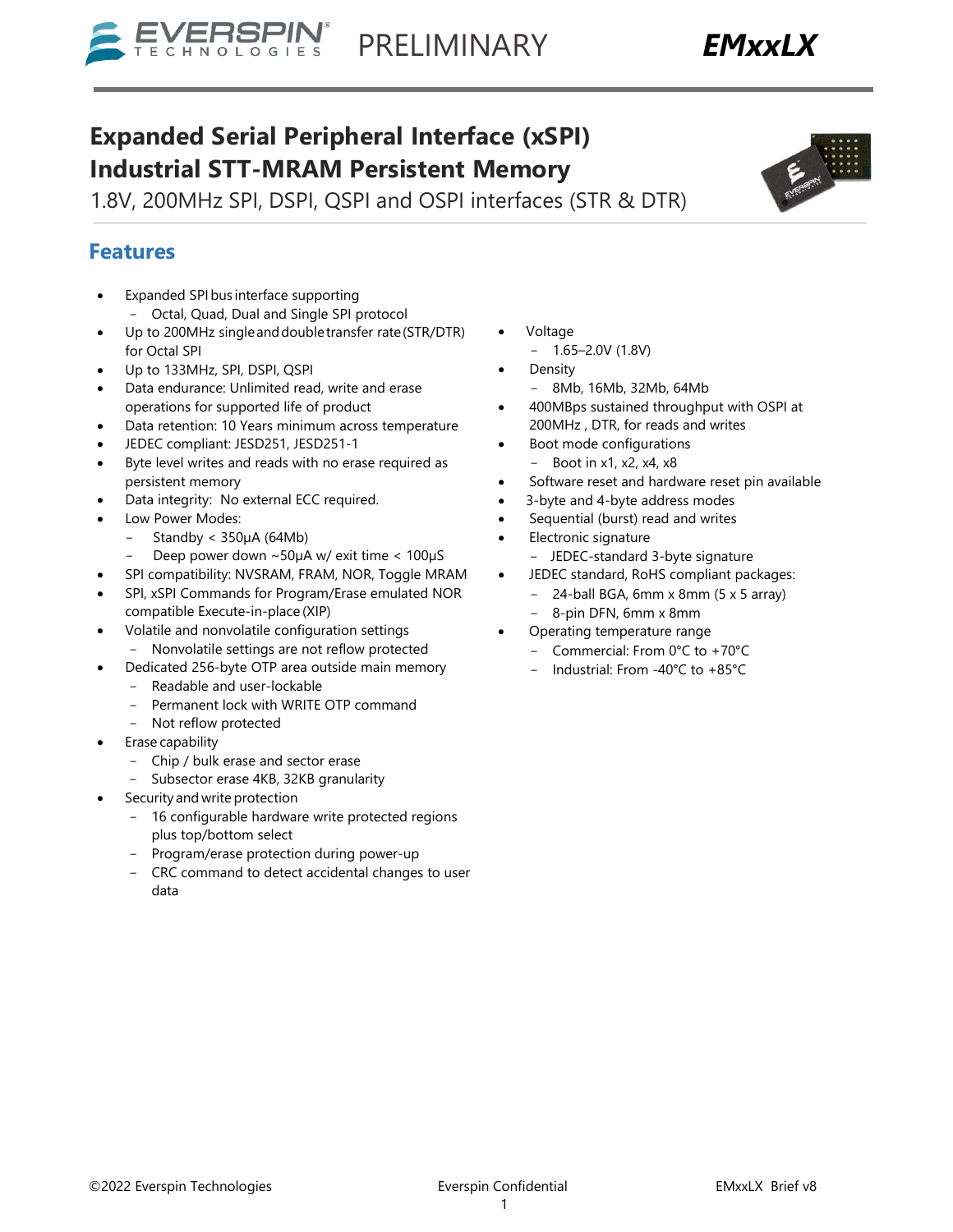# Expanded Serial Peripheral Interface (xSPI) Industrial STT-MRAM Persistent Memory

1.8V, 200MHz SPI, DSPI, QSPI and OSPI interfaces (STR & DTR)

## Features

- Expanded SPI bus interface supporting
  - Octal, Quad, Dual and Single SPI protocol
- Up to 200MHz single and double transfer rate (STR/DTR) for Octal SPI
- Up to 133MHz, SPI, DSPI, QSPI
- Data endurance: Unlimited read, write and erase operations for supported life of product
- Data retention: 10 Years minimum across temperature
- JEDEC compliant: JESD251, JESD251-1
- Byte level writes and reads with no erase required as persistent memory
- Data integrity: No external ECC required.
- Low Power Modes:
  - Standby < 350µA (64Mb)
  - Deep power down ~50µA w/ exit time < 100µS
- SPI compatibility: NVSRAM, FRAM, NOR, Toggle MRAM
- SPI, xSPI Commands for Program/Erase emulated NOR compatible Execute-in-place (XIP)
- Volatile and nonvolatile configuration settings
  - Nonvolatile settings are not reflow protected
- Dedicated 256-byte OTP area outside main memory
  - Readable and user-lockable
  - Permanent lock with WRITE OTP command
  - Not reflow protected
- Erase capability
  - Chip / bulk erase and sector erase
  - Subsector erase 4KB, 32KB granularity
- Security and write protection
  - 16 configurable hardware write protected regions plus top/bottom select
  - Program/erase protection during power-up
  - CRC command to detect accidental changes to user data
- Voltage
  - 1.65–2.0V (1.8V)
- Density
  - 8Mb, 16Mb, 32Mb, 64Mb
- 400MBps sustained throughput with OSPI at 200MHz , DTR, for reads and writes
- Boot mode configurations
  - Boot in x1, x2, x4, x8
- Software reset and hardware reset pin available
- 3-byte and 4-byte address modes
- Sequential (burst) read and writes
- Electronic signature
  - JEDEC-standard 3-byte signature
- JEDEC standard, RoHS compliant packages:
  - 24-ball BGA, 6mm x 8mm (5 x 5 array)
  - 8-pin DFN, 6mm x 8mm
- Operating temperature range
  - Commercial: From 0°C to +70°C
  - Industrial: From -40°C to +85°C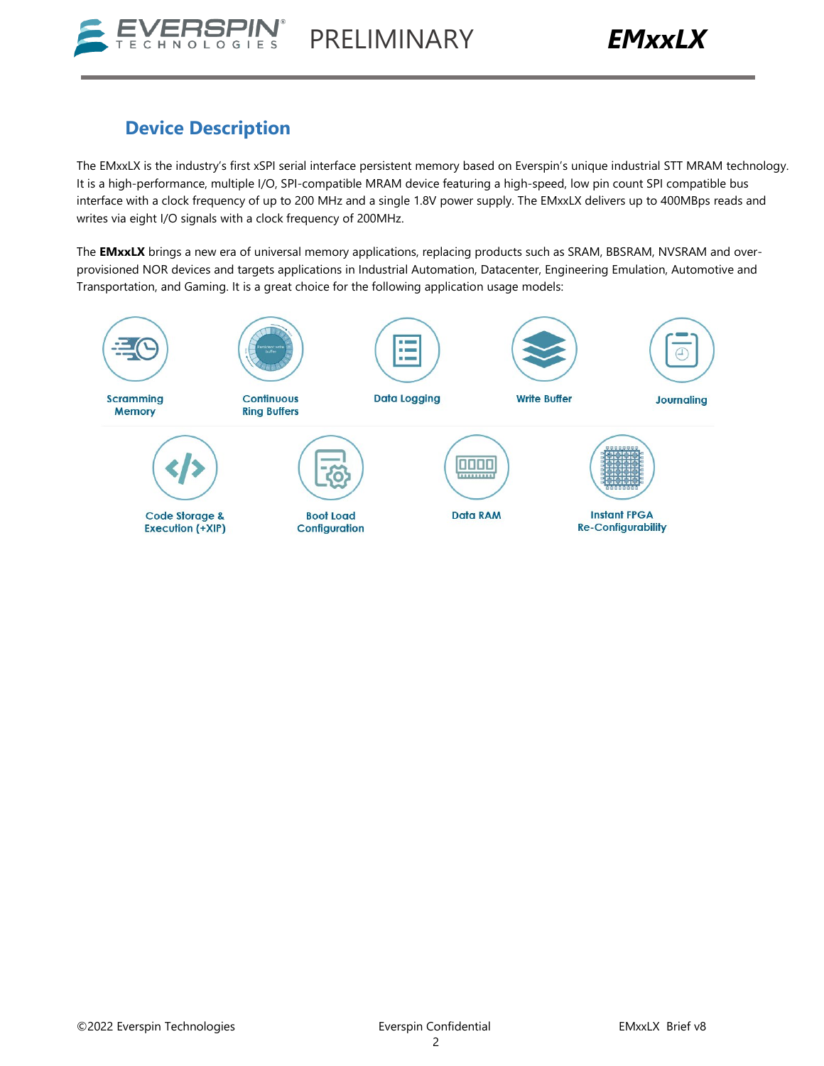## Device Description

The EMxxLX is the industry's first xSPI serial interface persistent memory based on Everspin's unique industrial STT MRAM technology. It is a high-performance, multiple I/O, SPI-compatible MRAM device featuring a high-speed, low pin count SPI compatible bus interface with a clock frequency of up to 200 MHz and a single 1.8V power supply. The EMxxLX delivers up to 400MBps reads and writes via eight I/O signals with a clock frequency of 200MHz.

The **EMxxLX** brings a new era of universal memory applications, replacing products such as SRAM, BBSRAM, NVSRAM and over-provisioned NOR devices and targets applications in Industrial Automation, Datacenter, Engineering Emulation, Automotive and Transportation, and Gaming. It is a great choice for the following application usage models:

- Scramming Memory
- Continuous Ring Buffers
- Data Logging
- Write Buffer
- Journaling
- Code Storage & Execution (+XIP)
- Boot Load Configuration
- Data RAM
- Instant FPGA Re-Configurability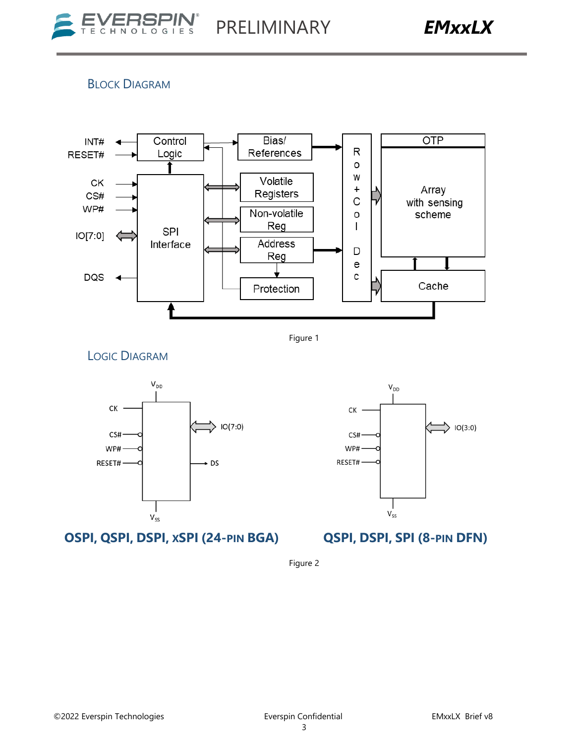## Block Diagram

Figure 1

## Logic Diagram

**OSPI, QSPI, DSPI, xSPI (24-pin BGA)**

**QSPI, DSPI, SPI (8-pin DFN)**

Figure 2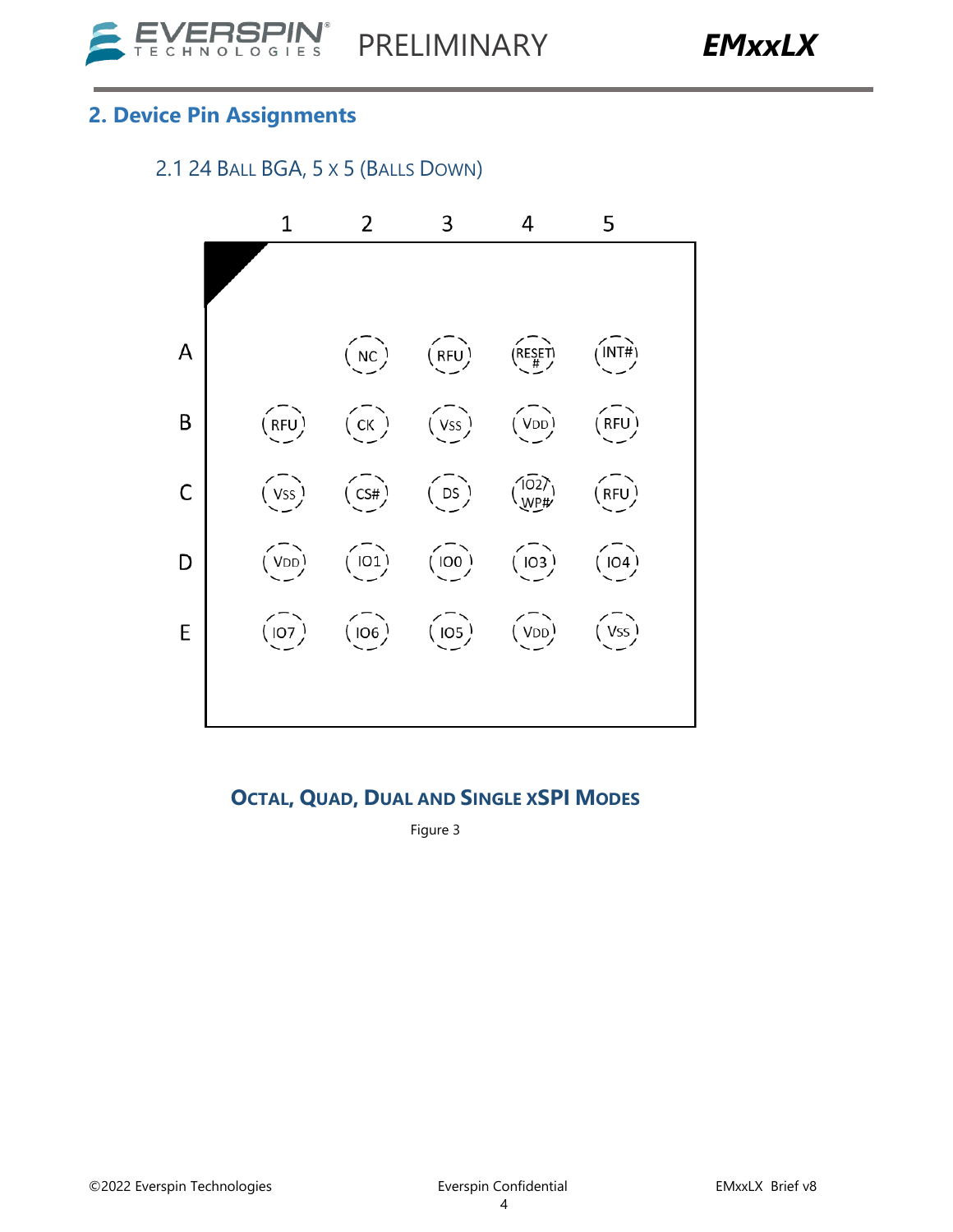## 2. Device Pin Assignments

### 2.1 24 Ball BGA, 5 x 5 (Balls Down)

|   | 1 | 2 | 3 | 4 | 5 |
|---|---|---|---|---|---|
| A |  | NC | RFU | RESET# | INT# |
| B | RFU | CK | VSS | VDD | RFU |
| C | VSS | CS# | DS | IO2/WP# | RFU |
| D | VDD | IO1 | IO0 | IO3 | IO4 |
| E | IO7 | IO6 | IO5 | VDD | VSS |

**Octal, Quad, Dual and Single xSPI Modes**

Figure 3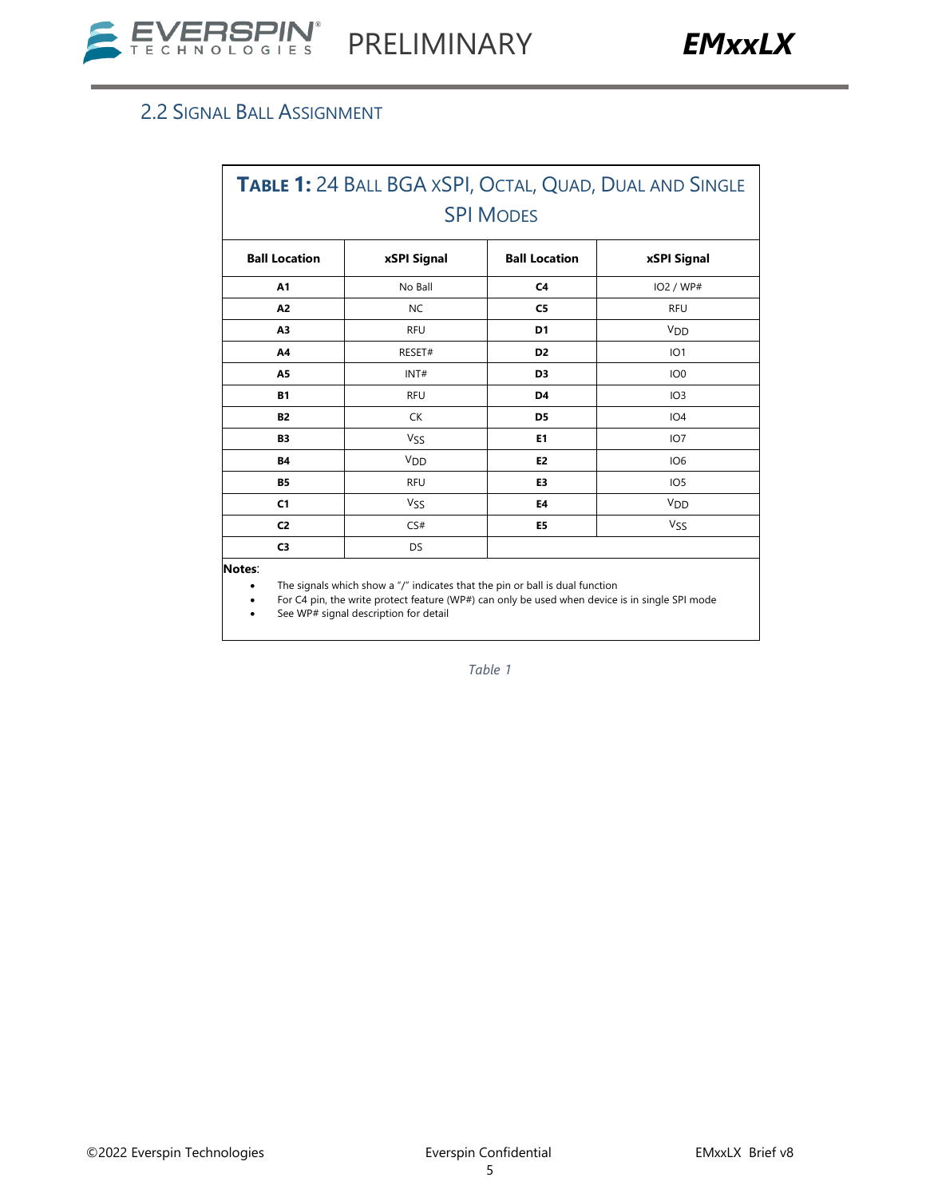## 2.2 Signal Ball Assignment

| **Table 1:** 24 Ball BGA xSPI, Octal, Quad, Dual and Single SPI Modes | | | |
|---|---|---|---|
| **Ball Location** | **xSPI Signal** | **Ball Location** | **xSPI Signal** |
| **A1** | No Ball | **C4** | IO2 / WP# |
| **A2** | NC | **C5** | RFU |
| **A3** | RFU | **D1** | $V_{DD}$ |
| **A4** | RESET# | **D2** | IO1 |
| **A5** | INT# | **D3** | IO0 |
| **B1** | RFU | **D4** | IO3 |
| **B2** | CK | **D5** | IO4 |
| **B3** | $V_{SS}$ | **E1** | IO7 |
| **B4** | $V_{DD}$ | **E2** | IO6 |
| **B5** | RFU | **E3** | IO5 |
| **C1** | $V_{SS}$ | **E4** | $V_{DD}$ |
| **C2** | CS# | **E5** | $V_{SS}$ |
| **C3** | DS | | |

**Notes**:

- The signals which show a "/" indicates that the pin or ball is dual function
- For C4 pin, the write protect feature (WP#) can only be used when device is in single SPI mode
- See WP# signal description for detail

*Table 1*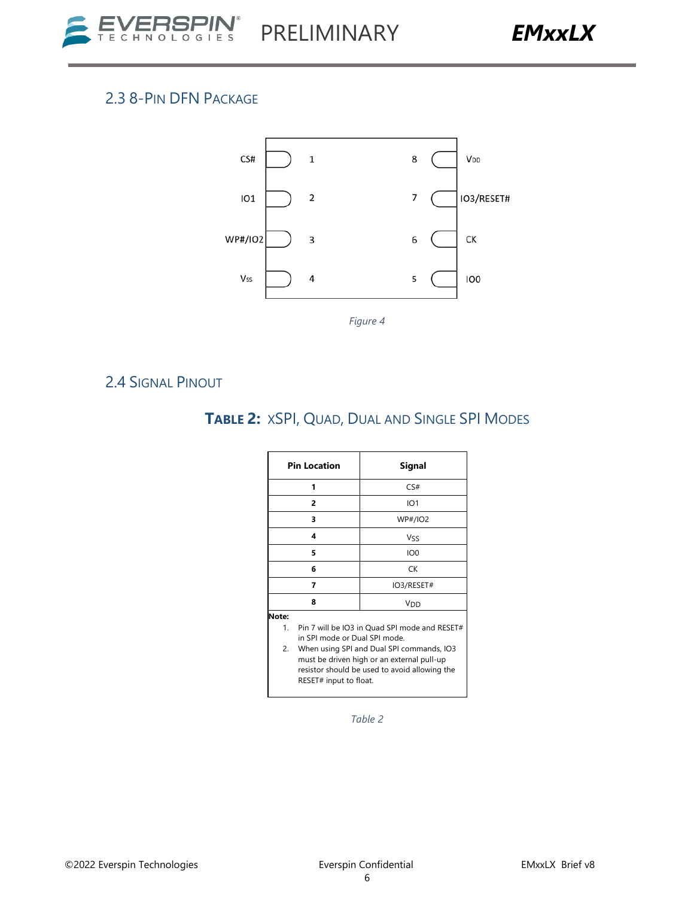## 2.3 8-Pin DFN Package

| | Pin | Pin | |
|---|---|---|---|
| CS# | 1 | 8 | $V_{DD}$ |
| IO1 | 2 | 7 | IO3/RESET# |
| WP#/IO2 | 3 | 6 | CK |
| $V_{SS}$ | 4 | 5 | IO0 |

*Figure 4*

## 2.4 Signal Pinout

### Table 2: xSPI, Quad, Dual and Single SPI Modes

| Pin Location | Signal |
|---|---|
| **1** | CS# |
| **2** | IO1 |
| **3** | WP#/IO2 |
| **4** | $V_{SS}$ |
| **5** | IO0 |
| **6** | CK |
| **7** | IO3/RESET# |
| **8** | $V_{DD}$ |

**Note:**

1. Pin 7 will be IO3 in Quad SPI mode and RESET# in SPI mode or Dual SPI mode.
2. When using SPI and Dual SPI commands, IO3 must be driven high or an external pull-up resistor should be used to avoid allowing the RESET# input to float.

*Table 2*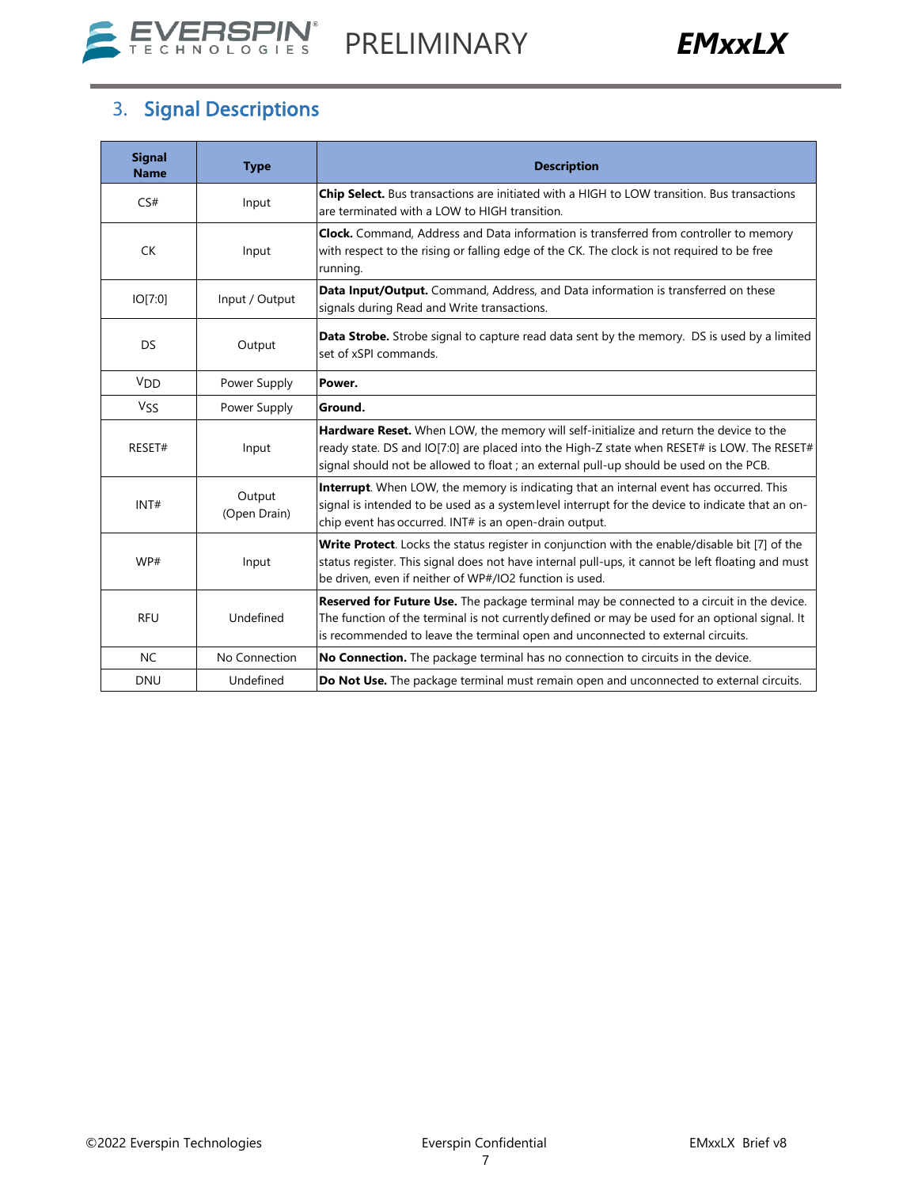## 3. Signal Descriptions

| Signal Name | Type | Description |
|---|---|---|
| CS# | Input | **Chip Select.** Bus transactions are initiated with a HIGH to LOW transition. Bus transactions are terminated with a LOW to HIGH transition. |
| CK | Input | **Clock.** Command, Address and Data information is transferred from controller to memory with respect to the rising or falling edge of the CK. The clock is not required to be free running. |
| IO[7:0] | Input / Output | **Data Input/Output.** Command, Address, and Data information is transferred on these signals during Read and Write transactions. |
| DS | Output | **Data Strobe.** Strobe signal to capture read data sent by the memory. DS is used by a limited set of xSPI commands. |
| $V_{DD}$ | Power Supply | **Power.** |
| $V_{SS}$ | Power Supply | **Ground.** |
| RESET# | Input | **Hardware Reset.** When LOW, the memory will self-initialize and return the device to the ready state. DS and IO[7:0] are placed into the High-Z state when RESET# is LOW. The RESET# signal should not be allowed to float ; an external pull-up should be used on the PCB. |
| INT# | Output (Open Drain) | **Interrupt**. When LOW, the memory is indicating that an internal event has occurred. This signal is intended to be used as a system level interrupt for the device to indicate that an on-chip event has occurred. INT# is an open-drain output. |
| WP# | Input | **Write Protect**. Locks the status register in conjunction with the enable/disable bit [7] of the status register. This signal does not have internal pull-ups, it cannot be left floating and must be driven, even if neither of WP#/IO2 function is used. |
| RFU | Undefined | **Reserved for Future Use.** The package terminal may be connected to a circuit in the device. The function of the terminal is not currently defined or may be used for an optional signal. It is recommended to leave the terminal open and unconnected to external circuits. |
| NC | No Connection | **No Connection.** The package terminal has no connection to circuits in the device. |
| DNU | Undefined | **Do Not Use.** The package terminal must remain open and unconnected to external circuits. |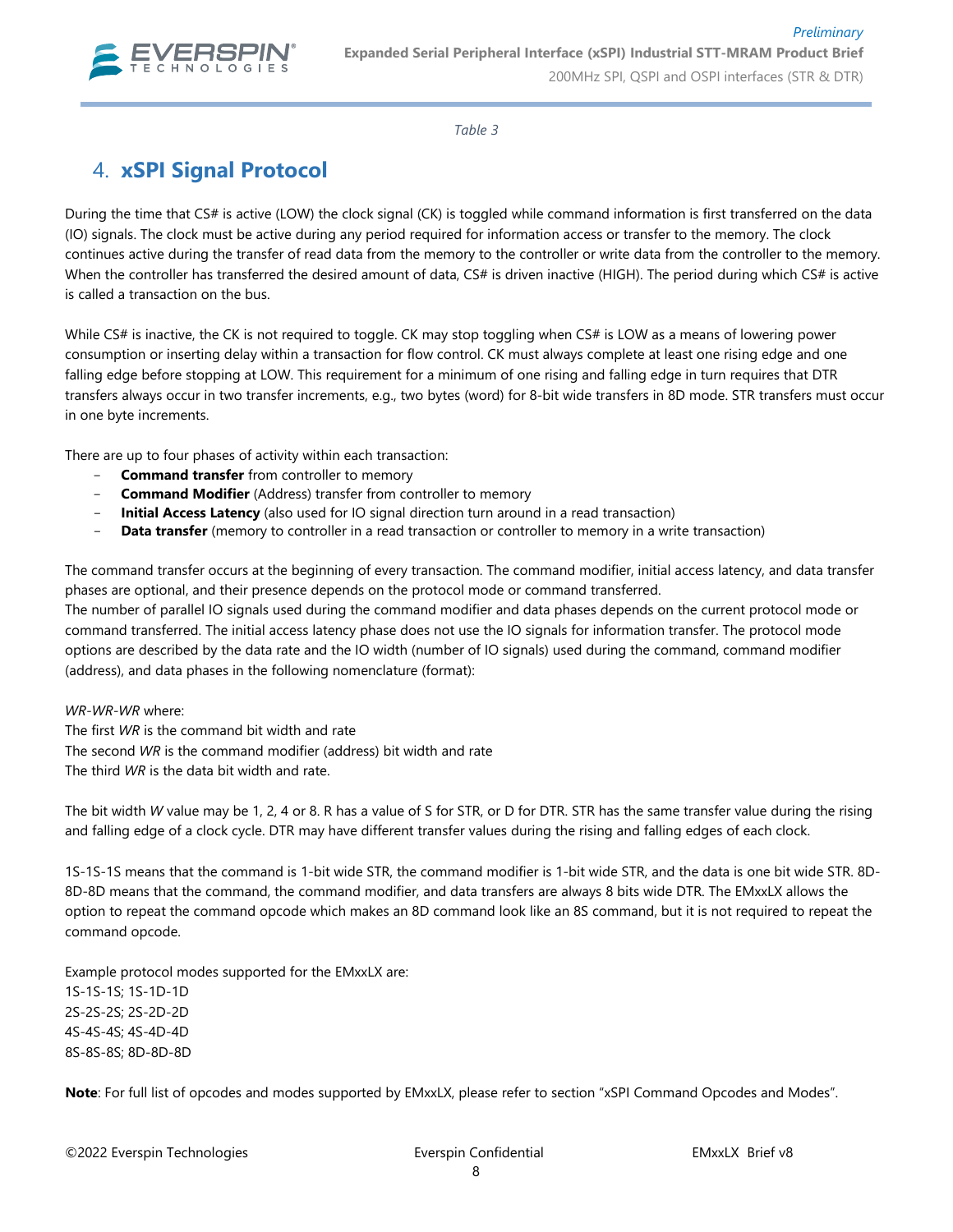*Table 3*

## 4. xSPI Signal Protocol

During the time that CS# is active (LOW) the clock signal (CK) is toggled while command information is first transferred on the data (IO) signals. The clock must be active during any period required for information access or transfer to the memory. The clock continues active during the transfer of read data from the memory to the controller or write data from the controller to the memory. When the controller has transferred the desired amount of data, CS# is driven inactive (HIGH). The period during which CS# is active is called a transaction on the bus.

While CS# is inactive, the CK is not required to toggle. CK may stop toggling when CS# is LOW as a means of lowering power consumption or inserting delay within a transaction for flow control. CK must always complete at least one rising edge and one falling edge before stopping at LOW. This requirement for a minimum of one rising and falling edge in turn requires that DTR transfers always occur in two transfer increments, e.g., two bytes (word) for 8-bit wide transfers in 8D mode. STR transfers must occur in one byte increments.

There are up to four phases of activity within each transaction:

- **Command transfer** from controller to memory
- **Command Modifier** (Address) transfer from controller to memory
- **Initial Access Latency** (also used for IO signal direction turn around in a read transaction)
- **Data transfer** (memory to controller in a read transaction or controller to memory in a write transaction)

The command transfer occurs at the beginning of every transaction. The command modifier, initial access latency, and data transfer phases are optional, and their presence depends on the protocol mode or command transferred.
The number of parallel IO signals used during the command modifier and data phases depends on the current protocol mode or command transferred. The initial access latency phase does not use the IO signals for information transfer. The protocol mode options are described by the data rate and the IO width (number of IO signals) used during the command, command modifier (address), and data phases in the following nomenclature (format):

*WR-WR-WR* where:
The first *WR* is the command bit width and rate
The second *WR* is the command modifier (address) bit width and rate
The third *WR* is the data bit width and rate.

The bit width *W* value may be 1, 2, 4 or 8. R has a value of S for STR, or D for DTR. STR has the same transfer value during the rising and falling edge of a clock cycle. DTR may have different transfer values during the rising and falling edges of each clock.

1S-1S-1S means that the command is 1-bit wide STR, the command modifier is 1-bit wide STR, and the data is one bit wide STR. 8D-8D-8D means that the command, the command modifier, and data transfers are always 8 bits wide DTR. The EMxxLX allows the option to repeat the command opcode which makes an 8D command look like an 8S command, but it is not required to repeat the command opcode.

Example protocol modes supported for the EMxxLX are:
1S-1S-1S; 1S-1D-1D
2S-2S-2S; 2S-2D-2D
4S-4S-4S; 4S-4D-4D
8S-8S-8S; 8D-8D-8D

**Note**: For full list of opcodes and modes supported by EMxxLX, please refer to section "xSPI Command Opcodes and Modes".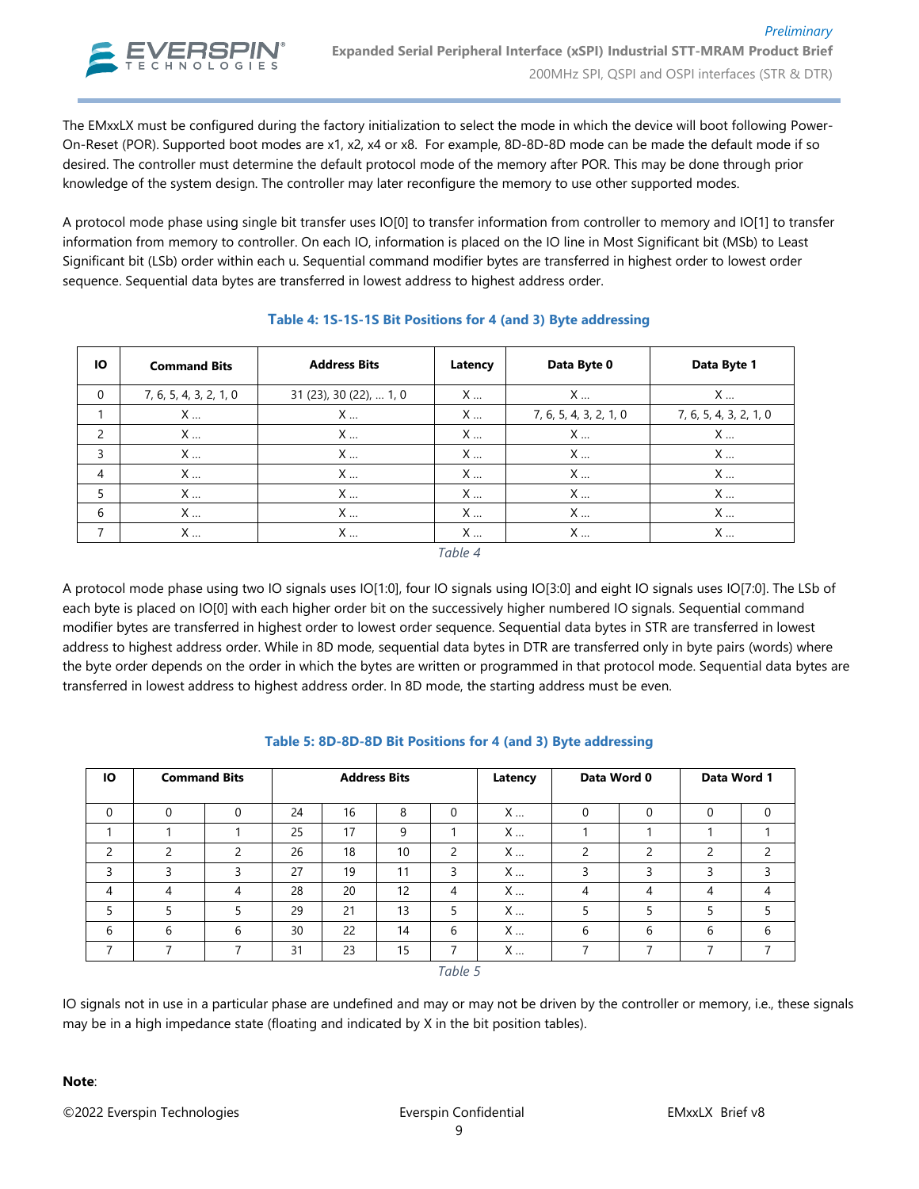The EMxxLX must be configured during the factory initialization to select the mode in which the device will boot following Power-On-Reset (POR). Supported boot modes are x1, x2, x4 or x8. For example, 8D-8D-8D mode can be made the default mode if so desired. The controller must determine the default protocol mode of the memory after POR. This may be done through prior knowledge of the system design. The controller may later reconfigure the memory to use other supported modes.

A protocol mode phase using single bit transfer uses IO[0] to transfer information from controller to memory and IO[1] to transfer information from memory to controller. On each IO, information is placed on the IO line in Most Significant bit (MSb) to Least Significant bit (LSb) order within each u. Sequential command modifier bytes are transferred in highest order to lowest order sequence. Sequential data bytes are transferred in lowest address to highest address order.

**Table 4: 1S-1S-1S Bit Positions for 4 (and 3) Byte addressing**

| IO | Command Bits | Address Bits | Latency | Data Byte 0 | Data Byte 1 |
|---|---|---|---|---|---|
| 0 | 7, 6, 5, 4, 3, 2, 1, 0 | 31 (23), 30 (22), … 1, 0 | X … | X … | X … |
| 1 | X … | X … | X … | 7, 6, 5, 4, 3, 2, 1, 0 | 7, 6, 5, 4, 3, 2, 1, 0 |
| 2 | X … | X … | X … | X … | X … |
| 3 | X … | X … | X … | X … | X … |
| 4 | X … | X … | X … | X … | X … |
| 5 | X … | X … | X … | X … | X … |
| 6 | X … | X … | X … | X … | X … |
| 7 | X … | X … | X … | X … | X … |

*Table 4*

A protocol mode phase using two IO signals uses IO[1:0], four IO signals using IO[3:0] and eight IO signals uses IO[7:0]. The LSb of each byte is placed on IO[0] with each higher order bit on the successively higher numbered IO signals. Sequential command modifier bytes are transferred in highest order to lowest order sequence. Sequential data bytes in STR are transferred in lowest address to highest address order. While in 8D mode, sequential data bytes in DTR are transferred only in byte pairs (words) where the byte order depends on the order in which the bytes are written or programmed in that protocol mode. Sequential data bytes are transferred in lowest address to highest address order. In 8D mode, the starting address must be even.

**Table 5: 8D-8D-8D Bit Positions for 4 (and 3) Byte addressing**

| IO | Command Bits | | Address Bits | | | | Latency | Data Word 0 | | Data Word 1 | |
|---|---|---|---|---|---|---|---|---|---|---|---|
| 0 | 0 | 0 | 24 | 16 | 8 | 0 | X … | 0 | 0 | 0 | 0 |
| 1 | 1 | 1 | 25 | 17 | 9 | 1 | X … | 1 | 1 | 1 | 1 |
| 2 | 2 | 2 | 26 | 18 | 10 | 2 | X … | 2 | 2 | 2 | 2 |
| 3 | 3 | 3 | 27 | 19 | 11 | 3 | X … | 3 | 3 | 3 | 3 |
| 4 | 4 | 4 | 28 | 20 | 12 | 4 | X … | 4 | 4 | 4 | 4 |
| 5 | 5 | 5 | 29 | 21 | 13 | 5 | X … | 5 | 5 | 5 | 5 |
| 6 | 6 | 6 | 30 | 22 | 14 | 6 | X … | 6 | 6 | 6 | 6 |
| 7 | 7 | 7 | 31 | 23 | 15 | 7 | X … | 7 | 7 | 7 | 7 |

*Table 5*

IO signals not in use in a particular phase are undefined and may or may not be driven by the controller or memory, i.e., these signals may be in a high impedance state (floating and indicated by X in the bit position tables).

**Note**: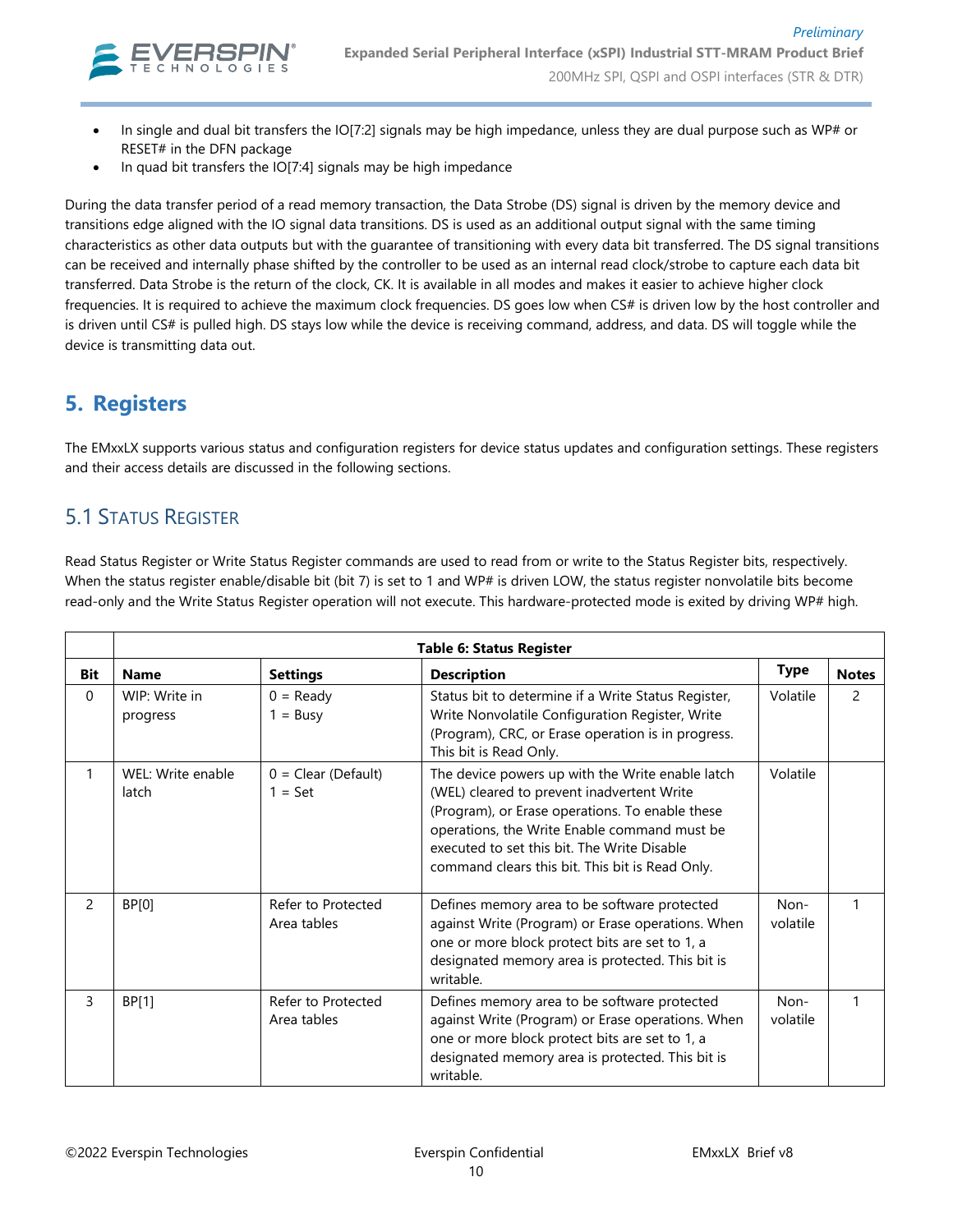- In single and dual bit transfers the IO[7:2] signals may be high impedance, unless they are dual purpose such as WP# or RESET# in the DFN package
- In quad bit transfers the IO[7:4] signals may be high impedance

During the data transfer period of a read memory transaction, the Data Strobe (DS) signal is driven by the memory device and transitions edge aligned with the IO signal data transitions. DS is used as an additional output signal with the same timing characteristics as other data outputs but with the guarantee of transitioning with every data bit transferred. The DS signal transitions can be received and internally phase shifted by the controller to be used as an internal read clock/strobe to capture each data bit transferred. Data Strobe is the return of the clock, CK. It is available in all modes and makes it easier to achieve higher clock frequencies. It is required to achieve the maximum clock frequencies. DS goes low when CS# is driven low by the host controller and is driven until CS# is pulled high. DS stays low while the device is receiving command, address, and data. DS will toggle while the device is transmitting data out.

# 5. Registers

The EMxxLX supports various status and configuration registers for device status updates and configuration settings. These registers and their access details are discussed in the following sections.

## 5.1 Status Register

Read Status Register or Write Status Register commands are used to read from or write to the Status Register bits, respectively. When the status register enable/disable bit (bit 7) is set to 1 and WP# is driven LOW, the status register nonvolatile bits become read-only and the Write Status Register operation will not execute. This hardware-protected mode is exited by driving WP# high.

| | **Table 6: Status Register** | | | | |
|---|---|---|---|---|---|
| **Bit** | **Name** | **Settings** | **Description** | **Type** | **Notes** |
| 0 | WIP: Write in progress | 0 = Ready<br>1 = Busy | Status bit to determine if a Write Status Register, Write Nonvolatile Configuration Register, Write (Program), CRC, or Erase operation is in progress. This bit is Read Only. | Volatile | 2 |
| 1 | WEL: Write enable latch | 0 = Clear (Default)<br>1 = Set | The device powers up with the Write enable latch (WEL) cleared to prevent inadvertent Write (Program), or Erase operations. To enable these operations, the Write Enable command must be executed to set this bit. The Write Disable command clears this bit. This bit is Read Only. | Volatile | |
| 2 | BP[0] | Refer to Protected Area tables | Defines memory area to be software protected against Write (Program) or Erase operations. When one or more block protect bits are set to 1, a designated memory area is protected. This bit is writable. | Non-volatile | 1 |
| 3 | BP[1] | Refer to Protected Area tables | Defines memory area to be software protected against Write (Program) or Erase operations. When one or more block protect bits are set to 1, a designated memory area is protected. This bit is writable. | Non-volatile | 1 |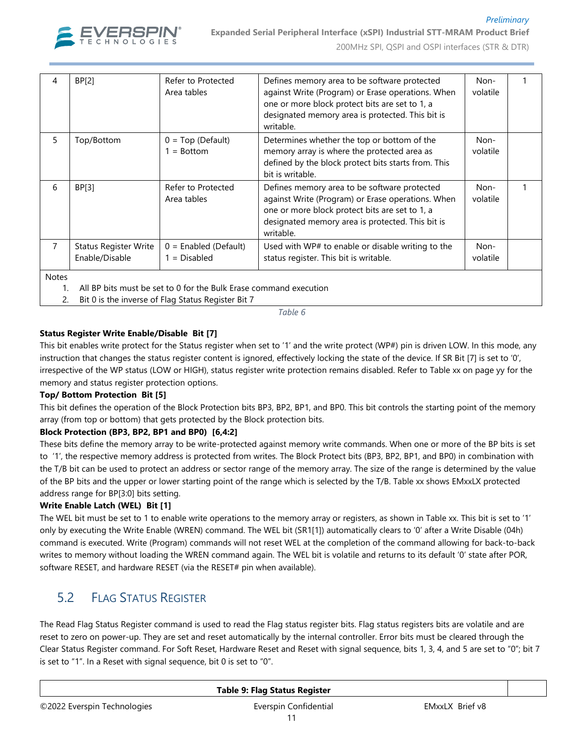| | | | | | |
|---|---|---|---|---|---|
| 4 | BP[2] | Refer to Protected Area tables | Defines memory area to be software protected against Write (Program) or Erase operations. When one or more block protect bits are set to 1, a designated memory area is protected. This bit is writable. | Non-volatile | 1 |
| 5 | Top/Bottom | 0 = Top (Default)<br>1 = Bottom | Determines whether the top or bottom of the memory array is where the protected area as defined by the block protect bits starts from. This bit is writable. | Non-volatile | |
| 6 | BP[3] | Refer to Protected Area tables | Defines memory area to be software protected against Write (Program) or Erase operations. When one or more block protect bits are set to 1, a designated memory area is protected. This bit is writable. | Non-volatile | 1 |
| 7 | Status Register Write Enable/Disable | 0 = Enabled (Default)<br>1 = Disabled | Used with WP# to enable or disable writing to the status register. This bit is writable. | Non-volatile | |

Notes
1. All BP bits must be set to 0 for the Bulk Erase command execution
2. Bit 0 is the inverse of Flag Status Register Bit 7

*Table 6*

**Status Register Write Enable/Disable Bit [7]**

This bit enables write protect for the Status register when set to '1' and the write protect (WP#) pin is driven LOW. In this mode, any instruction that changes the status register content is ignored, effectively locking the state of the device. If SR Bit [7] is set to '0', irrespective of the WP status (LOW or HIGH), status register write protection remains disabled. Refer to Table xx on page yy for the memory and status register protection options.

**Top/ Bottom Protection Bit [5]**

This bit defines the operation of the Block Protection bits BP3, BP2, BP1, and BP0. This bit controls the starting point of the memory array (from top or bottom) that gets protected by the Block protection bits.

**Block Protection (BP3, BP2, BP1 and BP0) [6,4:2]**

These bits define the memory array to be write-protected against memory write commands. When one or more of the BP bits is set to '1', the respective memory address is protected from writes. The Block Protect bits (BP3, BP2, BP1, and BP0) in combination with the T/B bit can be used to protect an address or sector range of the memory array. The size of the range is determined by the value of the BP bits and the upper or lower starting point of the range which is selected by the T/B. Table xx shows EMxxLX protected address range for BP[3:0] bits setting.

**Write Enable Latch (WEL) Bit [1]**

The WEL bit must be set to 1 to enable write operations to the memory array or registers, as shown in Table xx. This bit is set to '1' only by executing the Write Enable (WREN) command. The WEL bit (SR1[1]) automatically clears to '0' after a Write Disable (04h) command is executed. Write (Program) commands will not reset WEL at the completion of the command allowing for back-to-back writes to memory without loading the WREN command again. The WEL bit is volatile and returns to its default '0' state after POR, software RESET, and hardware RESET (via the RESET# pin when available).

## 5.2 Flag Status Register

The Read Flag Status Register command is used to read the Flag status register bits. Flag status registers bits are volatile and are reset to zero on power-up. They are set and reset automatically by the internal controller. Error bits must be cleared through the Clear Status Register command. For Soft Reset, Hardware Reset and Reset with signal sequence, bits 1, 3, 4, and 5 are set to "0"; bit 7 is set to "1". In a Reset with signal sequence, bit 0 is set to "0".

| Table 9: Flag Status Register | |
|---|---|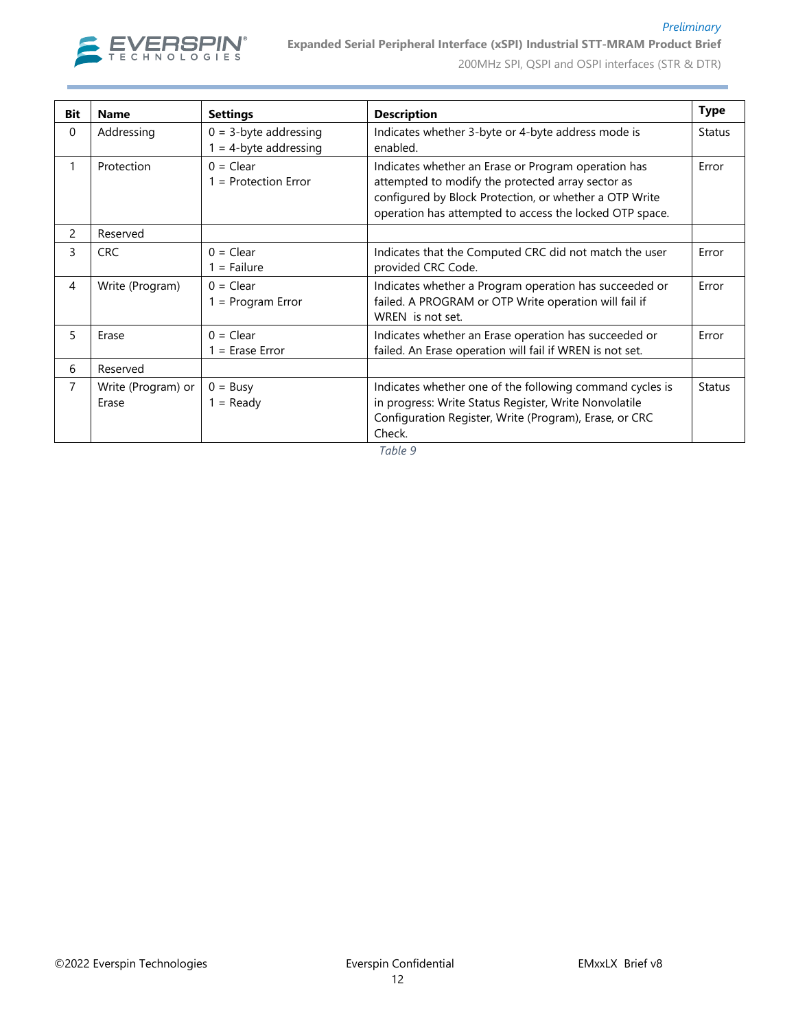| Bit | Name | Settings | Description | Type |
|---|---|---|---|---|
| 0 | Addressing | 0 = 3-byte addressing<br>1 = 4-byte addressing | Indicates whether 3-byte or 4-byte address mode is enabled. | Status |
| 1 | Protection | 0 = Clear<br>1 = Protection Error | Indicates whether an Erase or Program operation has attempted to modify the protected array sector as configured by Block Protection, or whether a OTP Write operation has attempted to access the locked OTP space. | Error |
| 2 | Reserved | | | |
| 3 | CRC | 0 = Clear<br>1 = Failure | Indicates that the Computed CRC did not match the user provided CRC Code. | Error |
| 4 | Write (Program) | 0 = Clear<br>1 = Program Error | Indicates whether a Program operation has succeeded or failed. A PROGRAM or OTP Write operation will fail if WREN is not set. | Error |
| 5 | Erase | 0 = Clear<br>1 = Erase Error | Indicates whether an Erase operation has succeeded or failed. An Erase operation will fail if WREN is not set. | Error |
| 6 | Reserved | | | |
| 7 | Write (Program) or Erase | 0 = Busy<br>1 = Ready | Indicates whether one of the following command cycles is in progress: Write Status Register, Write Nonvolatile Configuration Register, Write (Program), Erase, or CRC Check. | Status |

*Table 9*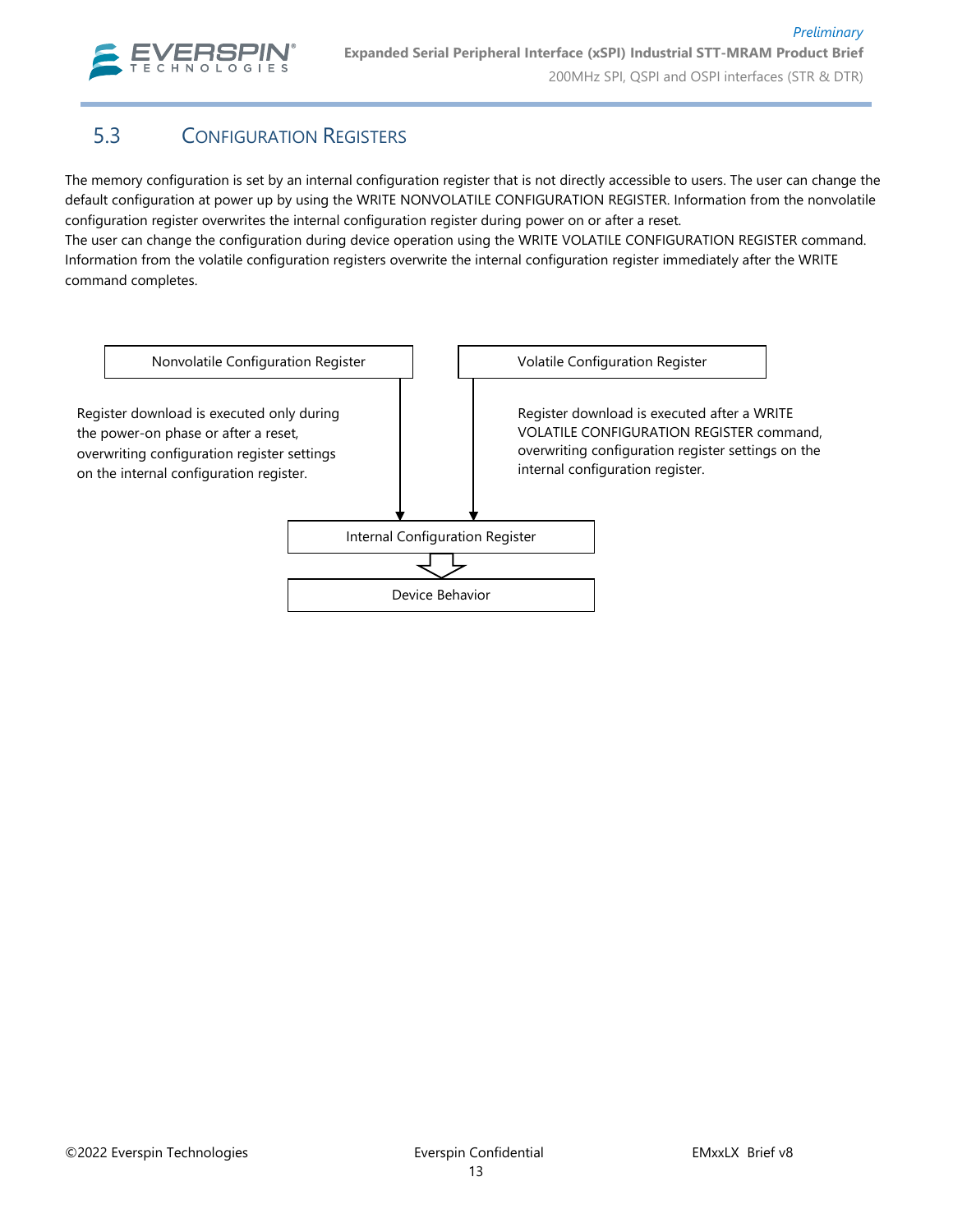## 5.3 Configuration Registers

The memory configuration is set by an internal configuration register that is not directly accessible to users. The user can change the default configuration at power up by using the WRITE NONVOLATILE CONFIGURATION REGISTER. Information from the nonvolatile configuration register overwrites the internal configuration register during power on or after a reset.
The user can change the configuration during device operation using the WRITE VOLATILE CONFIGURATION REGISTER command. Information from the volatile configuration registers overwrite the internal configuration register immediately after the WRITE command completes.

Nonvolatile Configuration Register

Register download is executed only during the power-on phase or after a reset, overwriting configuration register settings on the internal configuration register.

Volatile Configuration Register

Register download is executed after a WRITE VOLATILE CONFIGURATION REGISTER command, overwriting configuration register settings on the internal configuration register.

Internal Configuration Register

Device Behavior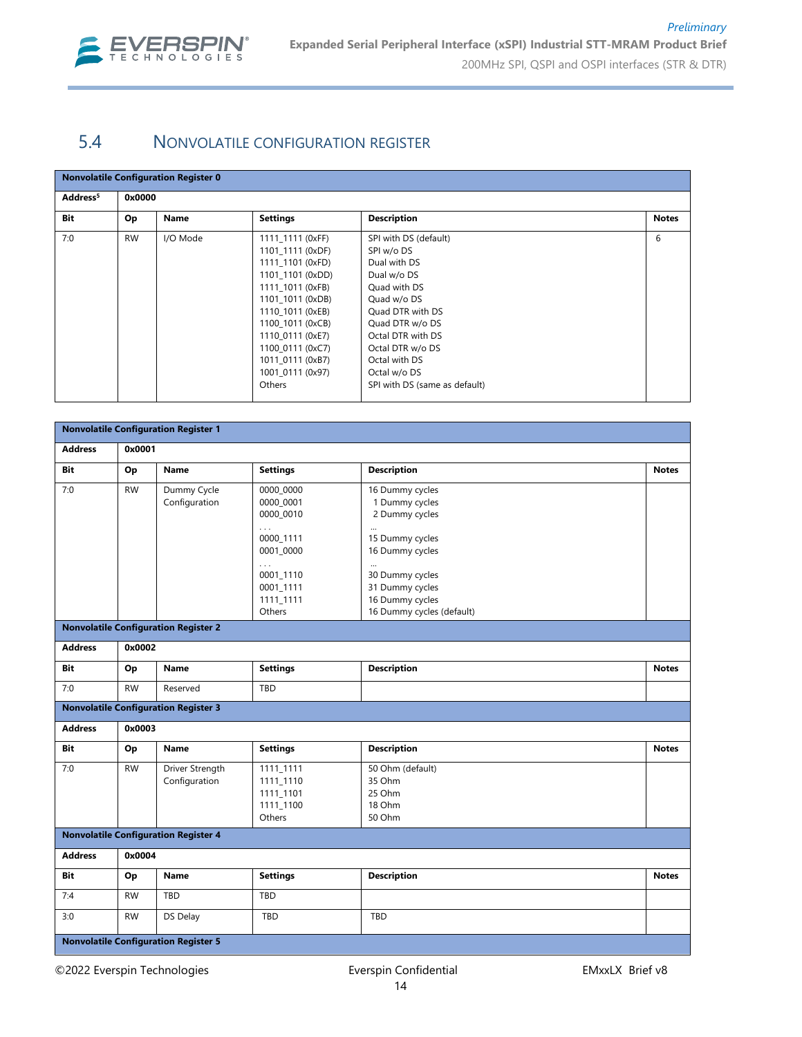## 5.4 NONVOLATILE CONFIGURATION REGISTER

| **Nonvolatile Configuration Register 0** | | | | | |
|---|---|---|---|---|---|
| **Address[5]** | **0x0000** | | | | |
| **Bit** | **Op** | **Name** | **Settings** | **Description** | **Notes** |
| 7:0 | RW | I/O Mode | 1111_1111 (0xFF)<br>1101_1111 (0xDF)<br>1111_1101 (0xFD)<br>1101_1101 (0xDD)<br>1111_1011 (0xFB)<br>1101_1011 (0xDB)<br>1110_1011 (0xEB)<br>1100_1011 (0xCB)<br>1110_0111 (0xE7)<br>1100_0111 (0xC7)<br>1011_0111 (0xB7)<br>1001_0111 (0x97)<br>Others | SPI with DS (default)<br>SPI w/o DS<br>Dual with DS<br>Dual w/o DS<br>Quad with DS<br>Quad w/o DS<br>Quad DTR with DS<br>Quad DTR w/o DS<br>Octal DTR with DS<br>Octal DTR w/o DS<br>Octal with DS<br>Octal w/o DS<br>SPI with DS (same as default) | 6 |

| **Nonvolatile Configuration Register 1** | | | | | |
|---|---|---|---|---|---|
| **Address** | **0x0001** | | | | |
| **Bit** | **Op** | **Name** | **Settings** | **Description** | **Notes** |
| 7:0 | RW | Dummy Cycle Configuration | 0000_0000<br>0000_0001<br>0000_0010<br>. . .<br>0000_1111<br>0001_0000<br>. . .<br>0001_1110<br>0001_1111<br>1111_1111<br>Others | 16 Dummy cycles<br>1 Dummy cycles<br>2 Dummy cycles<br>...<br>15 Dummy cycles<br>16 Dummy cycles<br>...<br>30 Dummy cycles<br>31 Dummy cycles<br>16 Dummy cycles<br>16 Dummy cycles (default) | |
| **Nonvolatile Configuration Register 2** | | | | | |
| **Address** | **0x0002** | | | | |
| **Bit** | **Op** | **Name** | **Settings** | **Description** | **Notes** |
| 7:0 | RW | Reserved | TBD | | |
| **Nonvolatile Configuration Register 3** | | | | | |
| **Address** | **0x0003** | | | | |
| **Bit** | **Op** | **Name** | **Settings** | **Description** | **Notes** |
| 7:0 | RW | Driver Strength Configuration | 1111_1111<br>1111_1110<br>1111_1101<br>1111_1100<br>Others | 50 Ohm (default)<br>35 Ohm<br>25 Ohm<br>18 Ohm<br>50 Ohm | |
| **Nonvolatile Configuration Register 4** | | | | | |
| **Address** | **0x0004** | | | | |
| **Bit** | **Op** | **Name** | **Settings** | **Description** | **Notes** |
| 7:4 | RW | TBD | TBD | | |
| 3:0 | RW | DS Delay | TBD | TBD | |
| **Nonvolatile Configuration Register 5** | | | | | |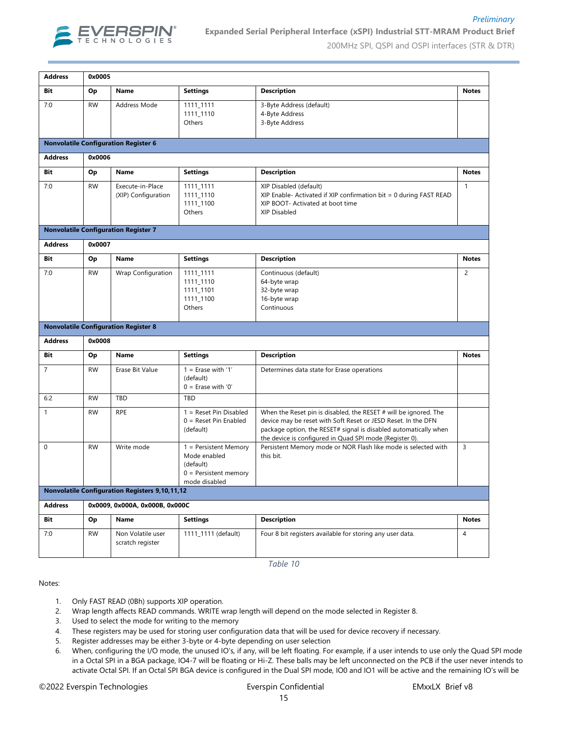| Address | 0x0005 | | | | |
|---|---|---|---|---|---|
| **Bit** | **Op** | **Name** | **Settings** | **Description** | **Notes** |
| 7:0 | RW | Address Mode | 1111_1111<br>1111_1110<br>Others | 3-Byte Address (default)<br>4-Byte Address<br>3-Byte Address | |
| **Nonvolatile Configuration Register 6** | | | | | |
| **Address** | **0x0006** | | | | |
| **Bit** | **Op** | **Name** | **Settings** | **Description** | **Notes** |
| 7:0 | RW | Execute-in-Place (XIP) Configuration | 1111_1111<br>1111_1110<br>1111_1100<br>Others | XIP Disabled (default)<br>XIP Enable- Activated if XIP confirmation bit = 0 during FAST READ<br>XIP BOOT- Activated at boot time<br>XIP Disabled | 1 |
| **Nonvolatile Configuration Register 7** | | | | | |
| **Address** | **0x0007** | | | | |
| **Bit** | **Op** | **Name** | **Settings** | **Description** | **Notes** |
| 7:0 | RW | Wrap Configuration | 1111_1111<br>1111_1110<br>1111_1101<br>1111_1100<br>Others | Continuous (default)<br>64-byte wrap<br>32-byte wrap<br>16-byte wrap<br>Continuous | 2 |
| **Nonvolatile Configuration Register 8** | | | | | |
| **Address** | **0x0008** | | | | |
| **Bit** | **Op** | **Name** | **Settings** | **Description** | **Notes** |
| 7 | RW | Erase Bit Value | 1 = Erase with '1' (default)<br>0 = Erase with '0' | Determines data state for Erase operations | |
| 6:2 | RW | TBD | TBD | | |
| 1 | RW | RPE | 1 = Reset Pin Disabled<br>0 = Reset Pin Enabled (default) | When the Reset pin is disabled, the RESET # will be ignored. The device may be reset with Soft Reset or JESD Reset. In the DFN package option, the RESET# signal is disabled automatically when the device is configured in Quad SPI mode (Register 0). | |
| 0 | RW | Write mode | 1 = Persistent Memory Mode enabled (default)<br>0 = Persistent memory mode disabled | Persistent Memory mode or NOR Flash like mode is selected with this bit. | 3 |
| **Nonvolatile Configuration Registers 9,10,11,12** | | | | | |
| **Address** | **0x0009, 0x000A, 0x000B, 0x000C** | | | | |
| **Bit** | **Op** | **Name** | **Settings** | **Description** | **Notes** |
| 7:0 | RW | Non Volatile user scratch register | 1111_1111 (default) | Four 8 bit registers available for storing any user data. | 4 |

*Table 10*

Notes:

1. Only FAST READ (0Bh) supports XIP operation.
2. Wrap length affects READ commands. WRITE wrap length will depend on the mode selected in Register 8.
3. Used to select the mode for writing to the memory
4. These registers may be used for storing user configuration data that will be used for device recovery if necessary.
5. Register addresses may be either 3-byte or 4-byte depending on user selection
6. When, configuring the I/O mode, the unused IO's, if any, will be left floating. For example, if a user intends to use only the Quad SPI mode in a Octal SPI in a BGA package, IO4-7 will be floating or Hi-Z. These balls may be left unconnected on the PCB if the user never intends to activate Octal SPI. If an Octal SPI BGA device is configured in the Dual SPI mode, IO0 and IO1 will be active and the remaining IO's will be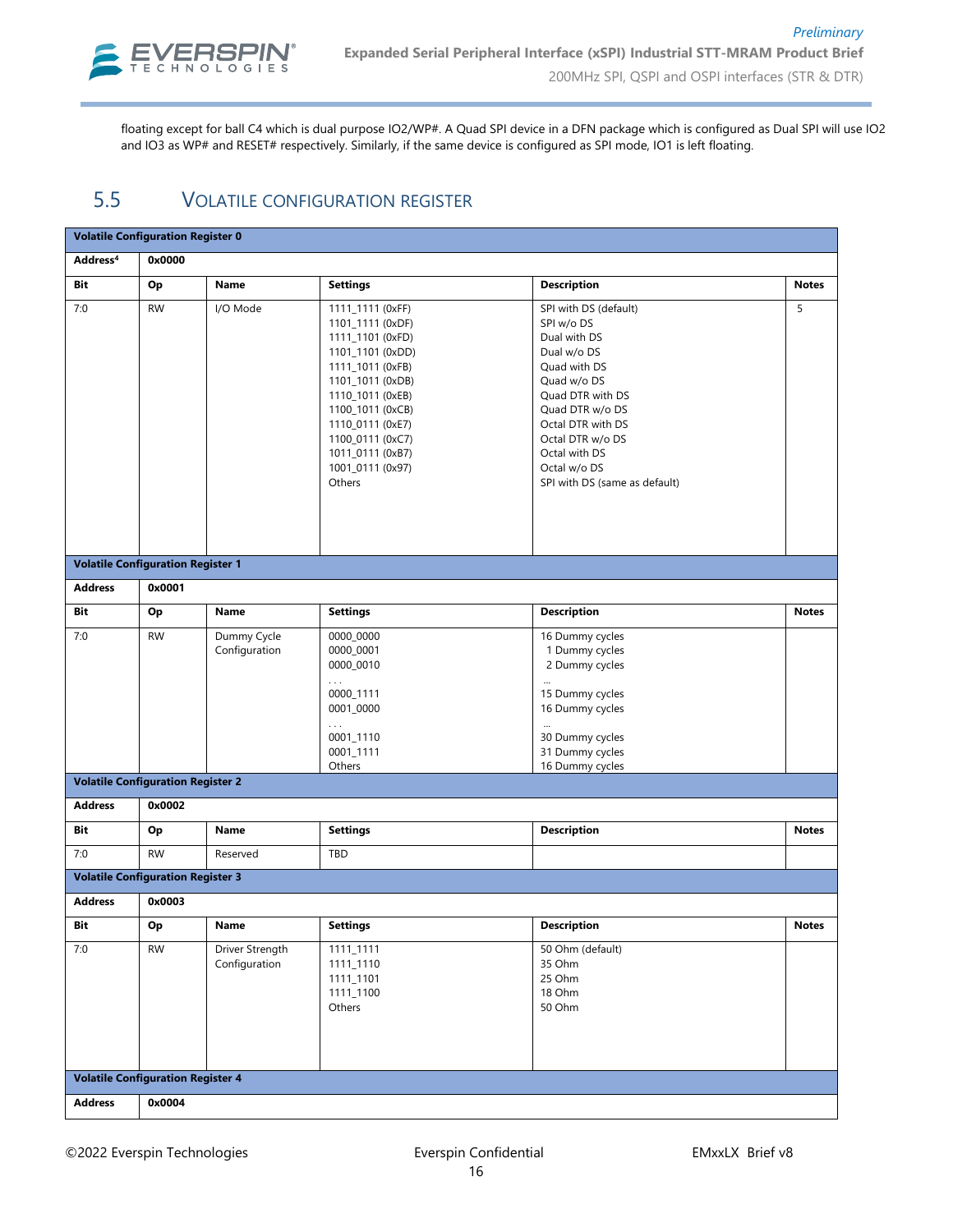floating except for ball C4 which is dual purpose IO2/WP#. A Quad SPI device in a DFN package which is configured as Dual SPI will use IO2 and IO3 as WP# and RESET# respectively. Similarly, if the same device is configured as SPI mode, IO1 is left floating.

## 5.5 VOLATILE CONFIGURATION REGISTER

| **Volatile Configuration Register 0** | | | | | |
|---|---|---|---|---|---|
| **Address[4]** | **0x0000** | | | | |
| **Bit** | **Op** | **Name** | **Settings** | **Description** | **Notes** |
| 7:0 | RW | I/O Mode | 1111_1111 (0xFF)<br>1101_1111 (0xDF)<br>1111_1101 (0xFD)<br>1101_1101 (0xDD)<br>1111_1011 (0xFB)<br>1101_1011 (0xDB)<br>1110_1011 (0xEB)<br>1100_1011 (0xCB)<br>1110_0111 (0xE7)<br>1100_0111 (0xC7)<br>1011_0111 (0xB7)<br>1001_0111 (0x97)<br>Others | SPI with DS (default)<br>SPI w/o DS<br>Dual with DS<br>Dual w/o DS<br>Quad with DS<br>Quad w/o DS<br>Quad DTR with DS<br>Quad DTR w/o DS<br>Octal DTR with DS<br>Octal DTR w/o DS<br>Octal with DS<br>Octal w/o DS<br>SPI with DS (same as default) | 5 |

| **Volatile Configuration Register 1** | | | | | |
|---|---|---|---|---|---|
| **Address** | **0x0001** | | | | |
| **Bit** | **Op** | **Name** | **Settings** | **Description** | **Notes** |
| 7:0 | RW | Dummy Cycle Configuration | 0000_0000<br>0000_0001<br>0000_0010<br>...<br>0000_1111<br>0001_0000<br>...<br>0001_1110<br>0001_1111<br>Others | 16 Dummy cycles<br>1 Dummy cycles<br>2 Dummy cycles<br>...<br>15 Dummy cycles<br>16 Dummy cycles<br>...<br>30 Dummy cycles<br>31 Dummy cycles<br>16 Dummy cycles | |

| **Volatile Configuration Register 2** | | | | | |
|---|---|---|---|---|---|
| **Address** | **0x0002** | | | | |
| **Bit** | **Op** | **Name** | **Settings** | **Description** | **Notes** |
| 7:0 | RW | Reserved | TBD | | |

| **Volatile Configuration Register 3** | | | | | |
|---|---|---|---|---|---|
| **Address** | **0x0003** | | | | |
| **Bit** | **Op** | **Name** | **Settings** | **Description** | **Notes** |
| 7:0 | RW | Driver Strength Configuration | 1111_1111<br>1111_1110<br>1111_1101<br>1111_1100<br>Others | 50 Ohm (default)<br>35 Ohm<br>25 Ohm<br>18 Ohm<br>50 Ohm | |

| **Volatile Configuration Register 4** | |
|---|---|
| **Address** | **0x0004** |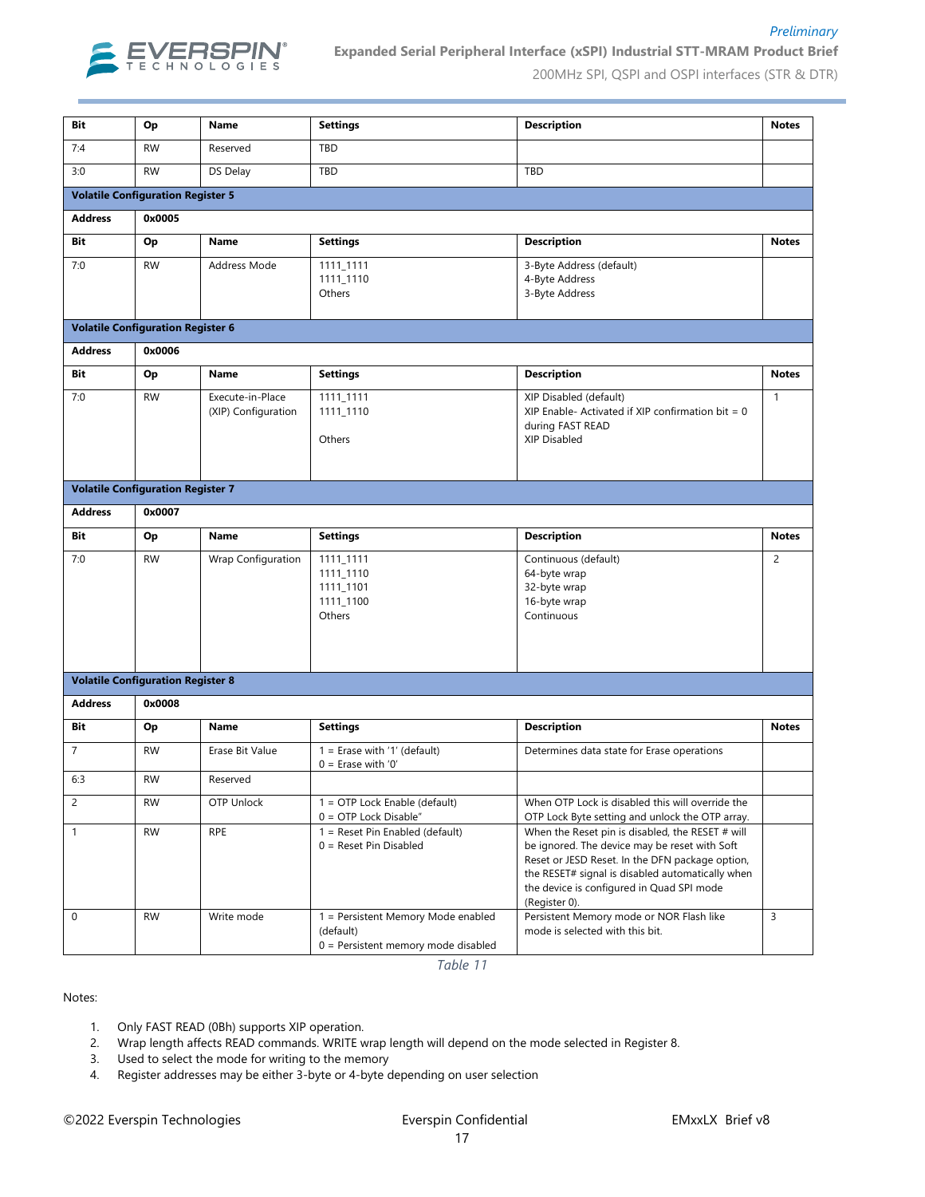| Bit | Op | Name | Settings | Description | Notes |
|---|---|---|---|---|---|
| 7:4 | RW | Reserved | TBD | | |
| 3:0 | RW | DS Delay | TBD | TBD | |
| **Volatile Configuration Register 5** | | | | | |
| **Address** | **0x0005** | | | | |
| **Bit** | **Op** | **Name** | **Settings** | **Description** | **Notes** |
| 7:0 | RW | Address Mode | 1111_1111<br>1111_1110<br>Others | 3-Byte Address (default)<br>4-Byte Address<br>3-Byte Address | |
| **Volatile Configuration Register 6** | | | | | |
| **Address** | **0x0006** | | | | |
| **Bit** | **Op** | **Name** | **Settings** | **Description** | **Notes** |
| 7:0 | RW | Execute-in-Place (XIP) Configuration | 1111_1111<br>1111_1110<br>Others | XIP Disabled (default)<br>XIP Enable- Activated if XIP confirmation bit = 0 during FAST READ<br>XIP Disabled | 1 |
| **Volatile Configuration Register 7** | | | | | |
| **Address** | **0x0007** | | | | |
| **Bit** | **Op** | **Name** | **Settings** | **Description** | **Notes** |
| 7:0 | RW | Wrap Configuration | 1111_1111<br>1111_1110<br>1111_1101<br>1111_1100<br>Others | Continuous (default)<br>64-byte wrap<br>32-byte wrap<br>16-byte wrap<br>Continuous | 2 |
| **Volatile Configuration Register 8** | | | | | |
| **Address** | **0x0008** | | | | |
| **Bit** | **Op** | **Name** | **Settings** | **Description** | **Notes** |
| 7 | RW | Erase Bit Value | 1 = Erase with '1' (default)<br>0 = Erase with '0' | Determines data state for Erase operations | |
| 6:3 | RW | Reserved | | | |
| 2 | RW | OTP Unlock | 1 = OTP Lock Enable (default)<br>0 = OTP Lock Disable" | When OTP Lock is disabled this will override the OTP Lock Byte setting and unlock the OTP array. | |
| 1 | RW | RPE | 1 = Reset Pin Enabled (default)<br>0 = Reset Pin Disabled | When the Reset pin is disabled, the RESET # will be ignored. The device may be reset with Soft Reset or JESD Reset. In the DFN package option, the RESET# signal is disabled automatically when the device is configured in Quad SPI mode (Register 0). | |
| 0 | RW | Write mode | 1 = Persistent Memory Mode enabled (default)<br>0 = Persistent memory mode disabled | Persistent Memory mode or NOR Flash like mode is selected with this bit. | 3 |

*Table 11*

Notes:

1. Only FAST READ (0Bh) supports XIP operation.
2. Wrap length affects READ commands. WRITE wrap length will depend on the mode selected in Register 8.
3. Used to select the mode for writing to the memory
4. Register addresses may be either 3-byte or 4-byte depending on user selection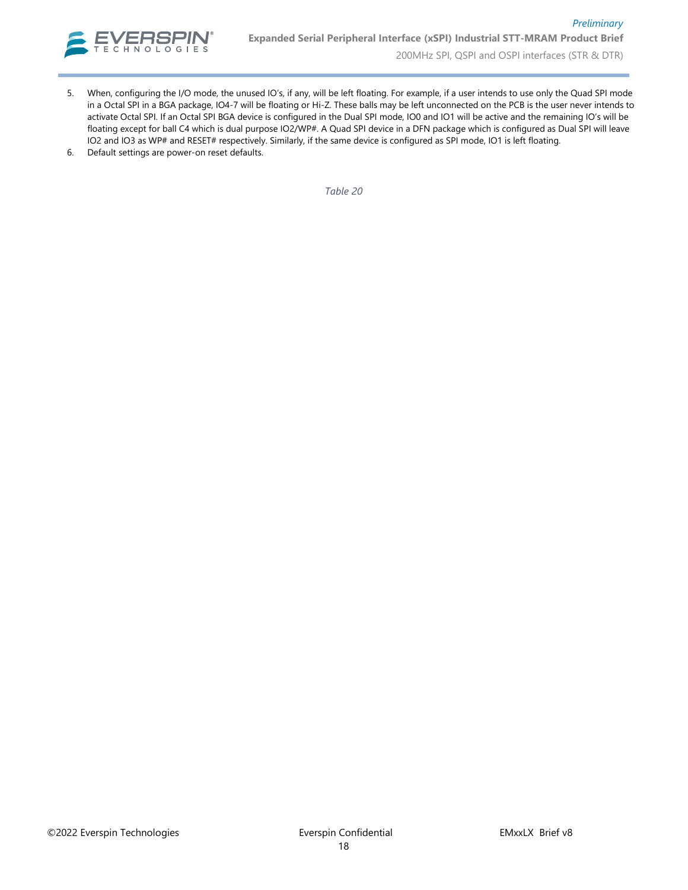5. When, configuring the I/O mode, the unused IO's, if any, will be left floating. For example, if a user intends to use only the Quad SPI mode in a Octal SPI in a BGA package, IO4-7 will be floating or Hi-Z. These balls may be left unconnected on the PCB is the user never intends to activate Octal SPI. If an Octal SPI BGA device is configured in the Dual SPI mode, IO0 and IO1 will be active and the remaining IO's will be floating except for ball C4 which is dual purpose IO2/WP#. A Quad SPI device in a DFN package which is configured as Dual SPI will leave IO2 and IO3 as WP# and RESET# respectively. Similarly, if the same device is configured as SPI mode, IO1 is left floating.
6. Default settings are power-on reset defaults.

*Table 20*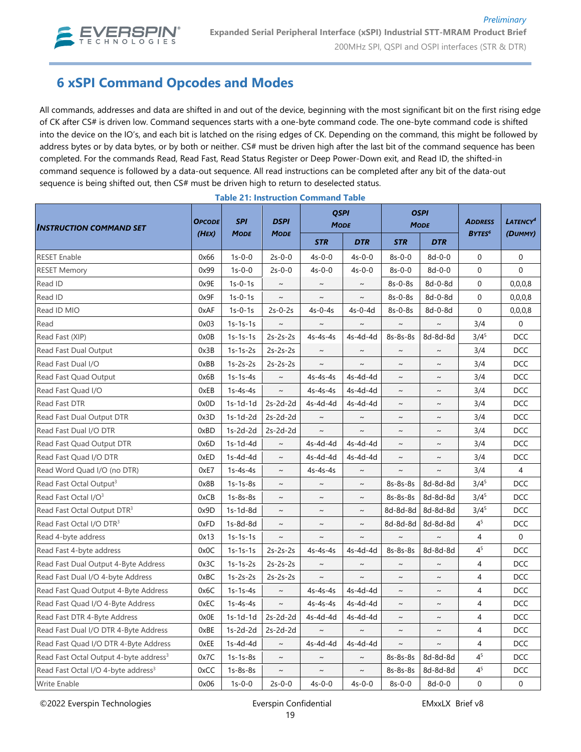# 6 xSPI Command Opcodes and Modes

All commands, addresses and data are shifted in and out of the device, beginning with the most significant bit on the first rising edge of CK after CS# is driven low. Command sequences starts with a one-byte command code. The one-byte command code is shifted into the device on the IO's, and each bit is latched on the rising edges of CK. Depending on the command, this might be followed by address bytes or by data bytes, or by both or neither. CS# must be driven high after the last bit of the command sequence has been completed. For the commands Read, Read Fast, Read Status Register or Deep Power-Down exit, and Read ID, the shifted-in command sequence is followed by a data-out sequence. All read instructions can be completed after any bit of the data-out sequence is being shifted out, then CS# must be driven high to return to deselected status.

**Table 21: Instruction Command Table**

| Instruction Command Set | Opcode (Hex) | SPI Mode | DSPI Mode | QSPI Mode | | OSPI Mode | | Address Bytes[6] | Latency[4] (Dummy) |
|---|---|---|---|---|---|---|---|---|---|
| | | | | STR | DTR | STR | DTR | | |
| RESET Enable | 0x66 | 1s-0-0 | 2s-0-0 | 4s-0-0 | 4s-0-0 | 8s-0-0 | 8d-0-0 | 0 | 0 |
| RESET Memory | 0x99 | 1s-0-0 | 2s-0-0 | 4s-0-0 | 4s-0-0 | 8s-0-0 | 8d-0-0 | 0 | 0 |
| Read ID | 0x9E | 1s-0-1s | ~ | ~ | ~ | 8s-0-8s | 8d-0-8d | 0 | 0,0,0,8 |
| Read ID | 0x9F | 1s-0-1s | ~ | ~ | ~ | 8s-0-8s | 8d-0-8d | 0 | 0,0,0,8 |
| Read ID MIO | 0xAF | 1s-0-1s | 2s-0-2s | 4s-0-4s | 4s-0-4d | 8s-0-8s | 8d-0-8d | 0 | 0,0,0,8 |
| Read | 0x03 | 1s-1s-1s | ~ | ~ | ~ | ~ | ~ | 3/4 | 0 |
| Read Fast (XIP) | 0x0B | 1s-1s-1s | 2s-2s-2s | 4s-4s-4s | 4s-4d-4d | 8s-8s-8s | 8d-8d-8d | 3/4[5] | DCC |
| Read Fast Dual Output | 0x3B | 1s-1s-2s | 2s-2s-2s | ~ | ~ | ~ | ~ | 3/4 | DCC |
| Read Fast Dual I/O | 0xBB | 1s-2s-2s | 2s-2s-2s | ~ | ~ | ~ | ~ | 3/4 | DCC |
| Read Fast Quad Output | 0x6B | 1s-1s-4s | ~ | 4s-4s-4s | 4s-4d-4d | ~ | ~ | 3/4 | DCC |
| Read Fast Quad I/O | 0xEB | 1s-4s-4s | ~ | 4s-4s-4s | 4s-4d-4d | ~ | ~ | 3/4 | DCC |
| Read Fast DTR | 0x0D | 1s-1d-1d | 2s-2d-2d | 4s-4d-4d | 4s-4d-4d | ~ | ~ | 3/4 | DCC |
| Read Fast Dual Output DTR | 0x3D | 1s-1d-2d | 2s-2d-2d | ~ | ~ | ~ | ~ | 3/4 | DCC |
| Read Fast Dual I/O DTR | 0xBD | 1s-2d-2d | 2s-2d-2d | ~ | ~ | ~ | ~ | 3/4 | DCC |
| Read Fast Quad Output DTR | 0x6D | 1s-1d-4d | ~ | 4s-4d-4d | 4s-4d-4d | ~ | ~ | 3/4 | DCC |
| Read Fast Quad I/O DTR | 0xED | 1s-4d-4d | ~ | 4s-4d-4d | 4s-4d-4d | ~ | ~ | 3/4 | DCC |
| Read Word Quad I/O (no DTR) | 0xE7 | 1s-4s-4s | ~ | 4s-4s-4s | ~ | ~ | ~ | 3/4 | 4 |
| Read Fast Octal Output[3] | 0x8B | 1s-1s-8s | ~ | ~ | ~ | 8s-8s-8s | 8d-8d-8d | 3/4[5] | DCC |
| Read Fast Octal I/O[3] | 0xCB | 1s-8s-8s | ~ | ~ | ~ | 8s-8s-8s | 8d-8d-8d | 3/4[5] | DCC |
| Read Fast Octal Output DTR[3] | 0x9D | 1s-1d-8d | ~ | ~ | ~ | 8d-8d-8d | 8d-8d-8d | 3/4[5] | DCC |
| Read Fast Octal I/O DTR[3] | 0xFD | 1s-8d-8d | ~ | ~ | ~ | 8d-8d-8d | 8d-8d-8d | 4[5] | DCC |
| Read 4-byte address | 0x13 | 1s-1s-1s | ~ | ~ | ~ | ~ | ~ | 4 | 0 |
| Read Fast 4-byte address | 0x0C | 1s-1s-1s | 2s-2s-2s | 4s-4s-4s | 4s-4d-4d | 8s-8s-8s | 8d-8d-8d | 4[5] | DCC |
| Read Fast Dual Output 4-Byte Address | 0x3C | 1s-1s-2s | 2s-2s-2s | ~ | ~ | ~ | ~ | 4 | DCC |
| Read Fast Dual I/O 4-byte Address | 0xBC | 1s-2s-2s | 2s-2s-2s | ~ | ~ | ~ | ~ | 4 | DCC |
| Read Fast Quad Output 4-Byte Address | 0x6C | 1s-1s-4s | ~ | 4s-4s-4s | 4s-4d-4d | ~ | ~ | 4 | DCC |
| Read Fast Quad I/O 4-Byte Address | 0xEC | 1s-4s-4s | ~ | 4s-4s-4s | 4s-4d-4d | ~ | ~ | 4 | DCC |
| Read Fast DTR 4-Byte Address | 0x0E | 1s-1d-1d | 2s-2d-2d | 4s-4d-4d | 4s-4d-4d | ~ | ~ | 4 | DCC |
| Read Fast Dual I/O DTR 4-Byte Address | 0xBE | 1s-2d-2d | 2s-2d-2d | ~ | ~ | ~ | ~ | 4 | DCC |
| Read Fast Quad I/O DTR 4-Byte Address | 0xEE | 1s-4d-4d | ~ | 4s-4d-4d | 4s-4d-4d | ~ | ~ | 4 | DCC |
| Read Fast Octal Output 4-byte address[3] | 0x7C | 1s-1s-8s | ~ | ~ | ~ | 8s-8s-8s | 8d-8d-8d | 4[5] | DCC |
| Read Fast Octal I/O 4-byte address[3] | 0xCC | 1s-8s-8s | ~ | ~ | ~ | 8s-8s-8s | 8d-8d-8d | 4[5] | DCC |
| Write Enable | 0x06 | 1s-0-0 | 2s-0-0 | 4s-0-0 | 4s-0-0 | 8s-0-0 | 8d-0-0 | 0 | 0 |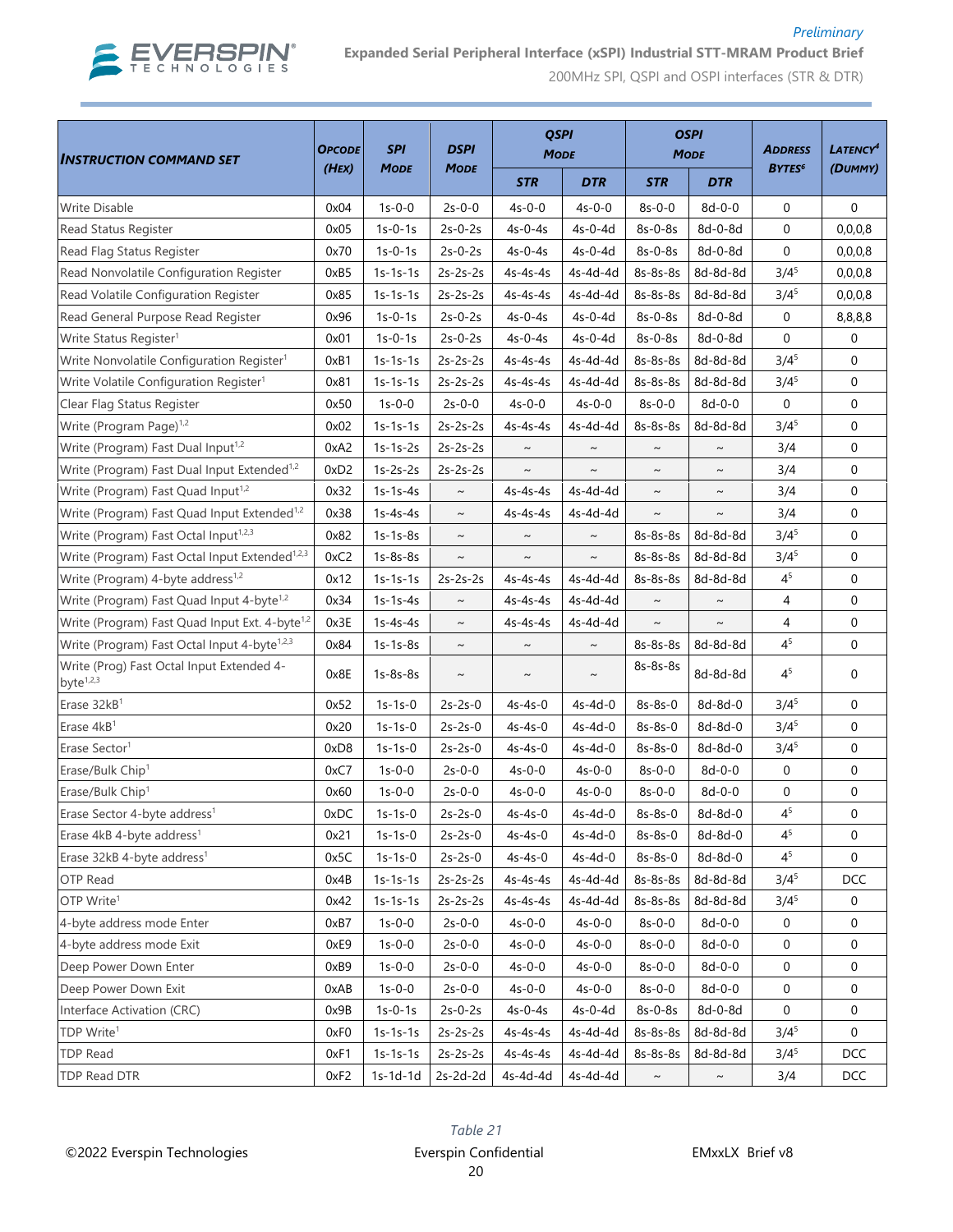| Instruction Command Set | Opcode (Hex) | SPI Mode | DSPI Mode | QSPI Mode | | OSPI Mode | | Address Bytes[6] | Latency[4] (Dummy) |
|---|---|---|---|---|---|---|---|---|---|
| | | | | STR | DTR | STR | DTR | | |
| Write Disable | 0x04 | 1s-0-0 | 2s-0-0 | 4s-0-0 | 4s-0-0 | 8s-0-0 | 8d-0-0 | 0 | 0 |
| Read Status Register | 0x05 | 1s-0-1s | 2s-0-2s | 4s-0-4s | 4s-0-4d | 8s-0-8s | 8d-0-8d | 0 | 0,0,0,8 |
| Read Flag Status Register | 0x70 | 1s-0-1s | 2s-0-2s | 4s-0-4s | 4s-0-4d | 8s-0-8s | 8d-0-8d | 0 | 0,0,0,8 |
| Read Nonvolatile Configuration Register | 0xB5 | 1s-1s-1s | 2s-2s-2s | 4s-4s-4s | 4s-4d-4d | 8s-8s-8s | 8d-8d-8d | 3/4[5] | 0,0,0,8 |
| Read Volatile Configuration Register | 0x85 | 1s-1s-1s | 2s-2s-2s | 4s-4s-4s | 4s-4d-4d | 8s-8s-8s | 8d-8d-8d | 3/4[5] | 0,0,0,8 |
| Read General Purpose Read Register | 0x96 | 1s-0-1s | 2s-0-2s | 4s-0-4s | 4s-0-4d | 8s-0-8s | 8d-0-8d | 0 | 8,8,8,8 |
| Write Status Register[1] | 0x01 | 1s-0-1s | 2s-0-2s | 4s-0-4s | 4s-0-4d | 8s-0-8s | 8d-0-8d | 0 | 0 |
| Write Nonvolatile Configuration Register[1] | 0xB1 | 1s-1s-1s | 2s-2s-2s | 4s-4s-4s | 4s-4d-4d | 8s-8s-8s | 8d-8d-8d | 3/4[5] | 0 |
| Write Volatile Configuration Register[1] | 0x81 | 1s-1s-1s | 2s-2s-2s | 4s-4s-4s | 4s-4d-4d | 8s-8s-8s | 8d-8d-8d | 3/4[5] | 0 |
| Clear Flag Status Register | 0x50 | 1s-0-0 | 2s-0-0 | 4s-0-0 | 4s-0-0 | 8s-0-0 | 8d-0-0 | 0 | 0 |
| Write (Program Page)[1,2] | 0x02 | 1s-1s-1s | 2s-2s-2s | 4s-4s-4s | 4s-4d-4d | 8s-8s-8s | 8d-8d-8d | 3/4[5] | 0 |
| Write (Program) Fast Dual Input[1,2] | 0xA2 | 1s-1s-2s | 2s-2s-2s | ~ | ~ | ~ | ~ | 3/4 | 0 |
| Write (Program) Fast Dual Input Extended[1,2] | 0xD2 | 1s-2s-2s | 2s-2s-2s | ~ | ~ | ~ | ~ | 3/4 | 0 |
| Write (Program) Fast Quad Input[1,2] | 0x32 | 1s-1s-4s | ~ | 4s-4s-4s | 4s-4d-4d | ~ | ~ | 3/4 | 0 |
| Write (Program) Fast Quad Input Extended[1,2] | 0x38 | 1s-4s-4s | ~ | 4s-4s-4s | 4s-4d-4d | ~ | ~ | 3/4 | 0 |
| Write (Program) Fast Octal Input[1,2,3] | 0x82 | 1s-1s-8s | ~ | ~ | ~ | 8s-8s-8s | 8d-8d-8d | 3/4[5] | 0 |
| Write (Program) Fast Octal Input Extended[1,2,3] | 0xC2 | 1s-8s-8s | ~ | ~ | ~ | 8s-8s-8s | 8d-8d-8d | 3/4[5] | 0 |
| Write (Program) 4-byte address[1,2] | 0x12 | 1s-1s-1s | 2s-2s-2s | 4s-4s-4s | 4s-4d-4d | 8s-8s-8s | 8d-8d-8d | 4[5] | 0 |
| Write (Program) Fast Quad Input 4-byte[1,2] | 0x34 | 1s-1s-4s | ~ | 4s-4s-4s | 4s-4d-4d | ~ | ~ | 4 | 0 |
| Write (Program) Fast Quad Input Ext. 4-byte[1,2] | 0x3E | 1s-4s-4s | ~ | 4s-4s-4s | 4s-4d-4d | ~ | ~ | 4 | 0 |
| Write (Program) Fast Octal Input 4-byte[1,2,3] | 0x84 | 1s-1s-8s | ~ | ~ | ~ | 8s-8s-8s | 8d-8d-8d | 4[5] | 0 |
| Write (Prog) Fast Octal Input Extended 4-byte[1,2,3] | 0x8E | 1s-8s-8s | ~ | ~ | ~ | 8s-8s-8s | 8d-8d-8d | 4[5] | 0 |
| Erase 32kB[1] | 0x52 | 1s-1s-0 | 2s-2s-0 | 4s-4s-0 | 4s-4d-0 | 8s-8s-0 | 8d-8d-0 | 3/4[5] | 0 |
| Erase 4kB[1] | 0x20 | 1s-1s-0 | 2s-2s-0 | 4s-4s-0 | 4s-4d-0 | 8s-8s-0 | 8d-8d-0 | 3/4[5] | 0 |
| Erase Sector[1] | 0xD8 | 1s-1s-0 | 2s-2s-0 | 4s-4s-0 | 4s-4d-0 | 8s-8s-0 | 8d-8d-0 | 3/4[5] | 0 |
| Erase/Bulk Chip[1] | 0xC7 | 1s-0-0 | 2s-0-0 | 4s-0-0 | 4s-0-0 | 8s-0-0 | 8d-0-0 | 0 | 0 |
| Erase/Bulk Chip[1] | 0x60 | 1s-0-0 | 2s-0-0 | 4s-0-0 | 4s-0-0 | 8s-0-0 | 8d-0-0 | 0 | 0 |
| Erase Sector 4-byte address[1] | 0xDC | 1s-1s-0 | 2s-2s-0 | 4s-4s-0 | 4s-4d-0 | 8s-8s-0 | 8d-8d-0 | 4[5] | 0 |
| Erase 4kB 4-byte address[1] | 0x21 | 1s-1s-0 | 2s-2s-0 | 4s-4s-0 | 4s-4d-0 | 8s-8s-0 | 8d-8d-0 | 4[5] | 0 |
| Erase 32kB 4-byte address[1] | 0x5C | 1s-1s-0 | 2s-2s-0 | 4s-4s-0 | 4s-4d-0 | 8s-8s-0 | 8d-8d-0 | 4[5] | 0 |
| OTP Read | 0x4B | 1s-1s-1s | 2s-2s-2s | 4s-4s-4s | 4s-4d-4d | 8s-8s-8s | 8d-8d-8d | 3/4[5] | DCC |
| OTP Write[1] | 0x42 | 1s-1s-1s | 2s-2s-2s | 4s-4s-4s | 4s-4d-4d | 8s-8s-8s | 8d-8d-8d | 3/4[5] | 0 |
| 4-byte address mode Enter | 0xB7 | 1s-0-0 | 2s-0-0 | 4s-0-0 | 4s-0-0 | 8s-0-0 | 8d-0-0 | 0 | 0 |
| 4-byte address mode Exit | 0xE9 | 1s-0-0 | 2s-0-0 | 4s-0-0 | 4s-0-0 | 8s-0-0 | 8d-0-0 | 0 | 0 |
| Deep Power Down Enter | 0xB9 | 1s-0-0 | 2s-0-0 | 4s-0-0 | 4s-0-0 | 8s-0-0 | 8d-0-0 | 0 | 0 |
| Deep Power Down Exit | 0xAB | 1s-0-0 | 2s-0-0 | 4s-0-0 | 4s-0-0 | 8s-0-0 | 8d-0-0 | 0 | 0 |
| Interface Activation (CRC) | 0x9B | 1s-0-1s | 2s-0-2s | 4s-0-4s | 4s-0-4d | 8s-0-8s | 8d-0-8d | 0 | 0 |
| TDP Write[1] | 0xF0 | 1s-1s-1s | 2s-2s-2s | 4s-4s-4s | 4s-4d-4d | 8s-8s-8s | 8d-8d-8d | 3/4[5] | 0 |
| TDP Read | 0xF1 | 1s-1s-1s | 2s-2s-2s | 4s-4s-4s | 4s-4d-4d | 8s-8s-8s | 8d-8d-8d | 3/4[5] | DCC |
| TDP Read DTR | 0xF2 | 1s-1d-1d | 2s-2d-2d | 4s-4d-4d | 4s-4d-4d | ~ | ~ | 3/4 | DCC |

*Table 21*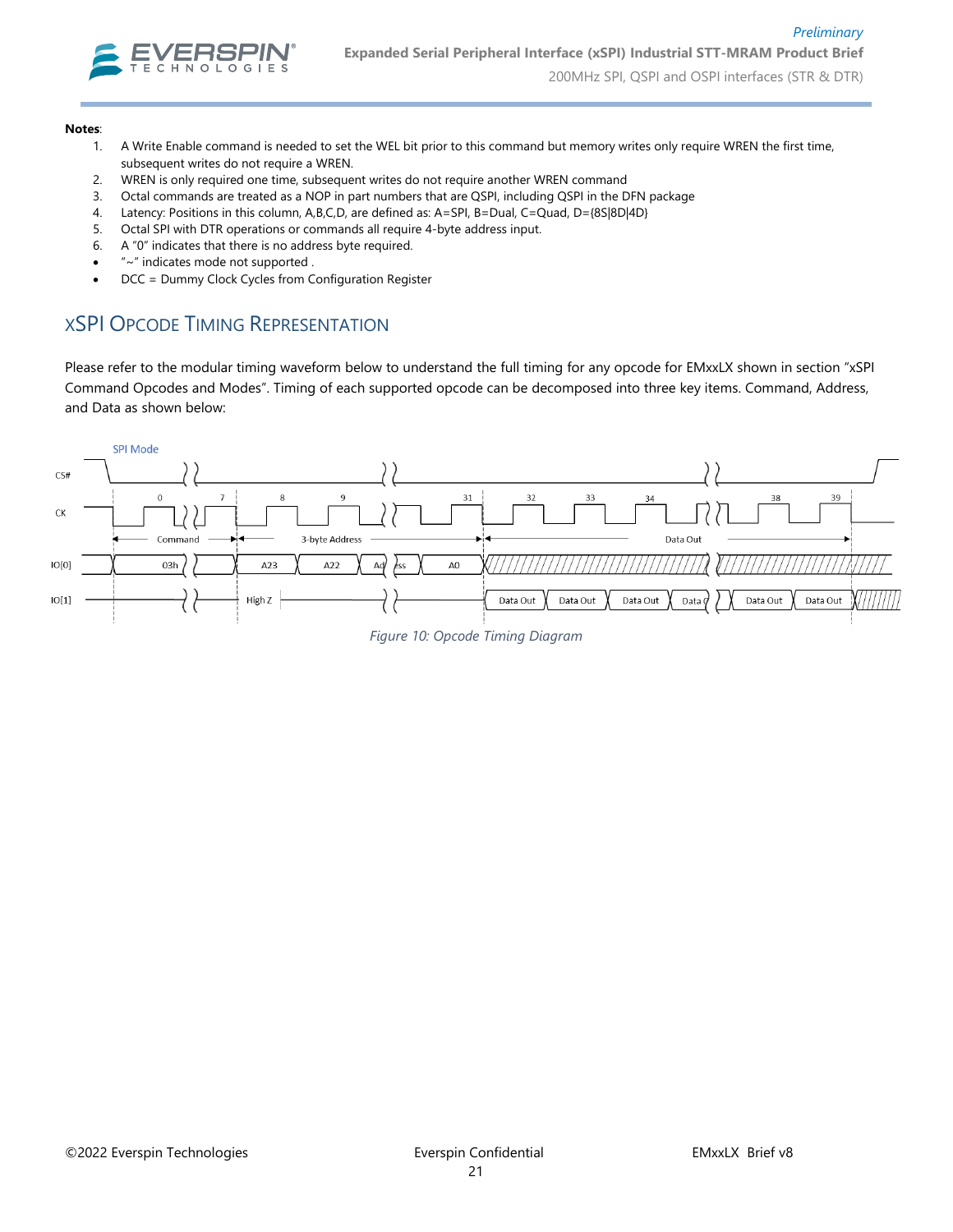**Notes**:

1. A Write Enable command is needed to set the WEL bit prior to this command but memory writes only require WREN the first time, subsequent writes do not require a WREN.
2. WREN is only required one time, subsequent writes do not require another WREN command
3. Octal commands are treated as a NOP in part numbers that are QSPI, including QSPI in the DFN package
4. Latency: Positions in this column, A,B,C,D, are defined as: A=SPI, B=Dual, C=Quad, D={8S|8D|4D}
5. Octal SPI with DTR operations or commands all require 4-byte address input.
6. A "0" indicates that there is no address byte required.

- "~" indicates mode not supported .
- DCC = Dummy Clock Cycles from Configuration Register

## xSPI Opcode Timing Representation

Please refer to the modular timing waveform below to understand the full timing for any opcode for EMxxLX shown in section "xSPI Command Opcodes and Modes". Timing of each supported opcode can be decomposed into three key items. Command, Address, and Data as shown below:

*Figure 10: Opcode Timing Diagram*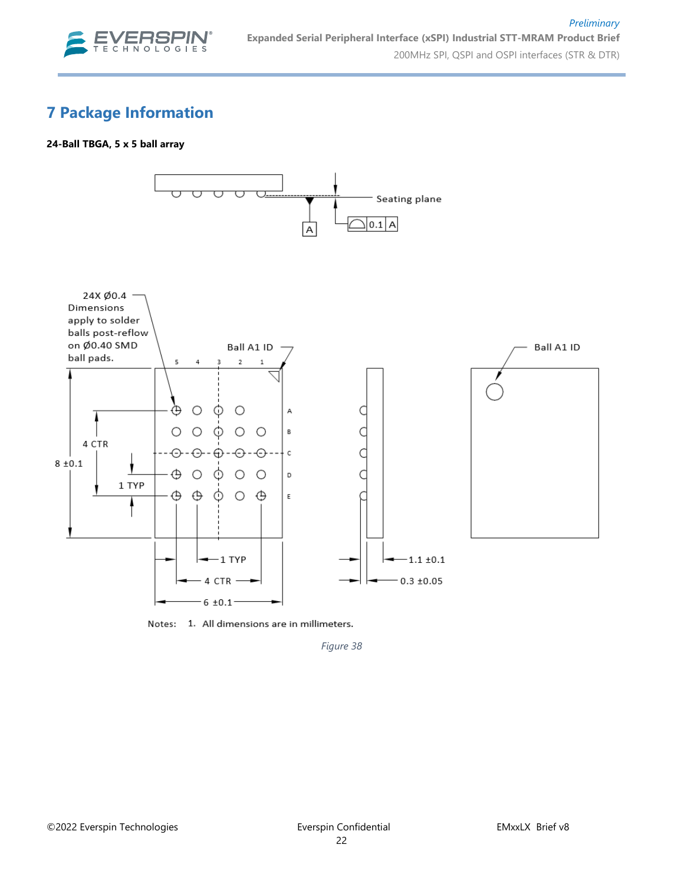# 7 Package Information

**24-Ball TBGA, 5 x 5 ball array**

Seating plane

0.1 A

A

24X Ø0.4 Dimensions apply to solder balls post-reflow on Ø0.40 SMD ball pads.

Ball A1 ID

Ball A1 ID

5 4 3 2 1

A B C D E

4 CTR

8 ±0.1

1 TYP

1 TYP

4 CTR

6 ±0.1

1.1 ±0.1

0.3 ±0.05

Notes: 1. All dimensions are in millimeters.

*Figure 38*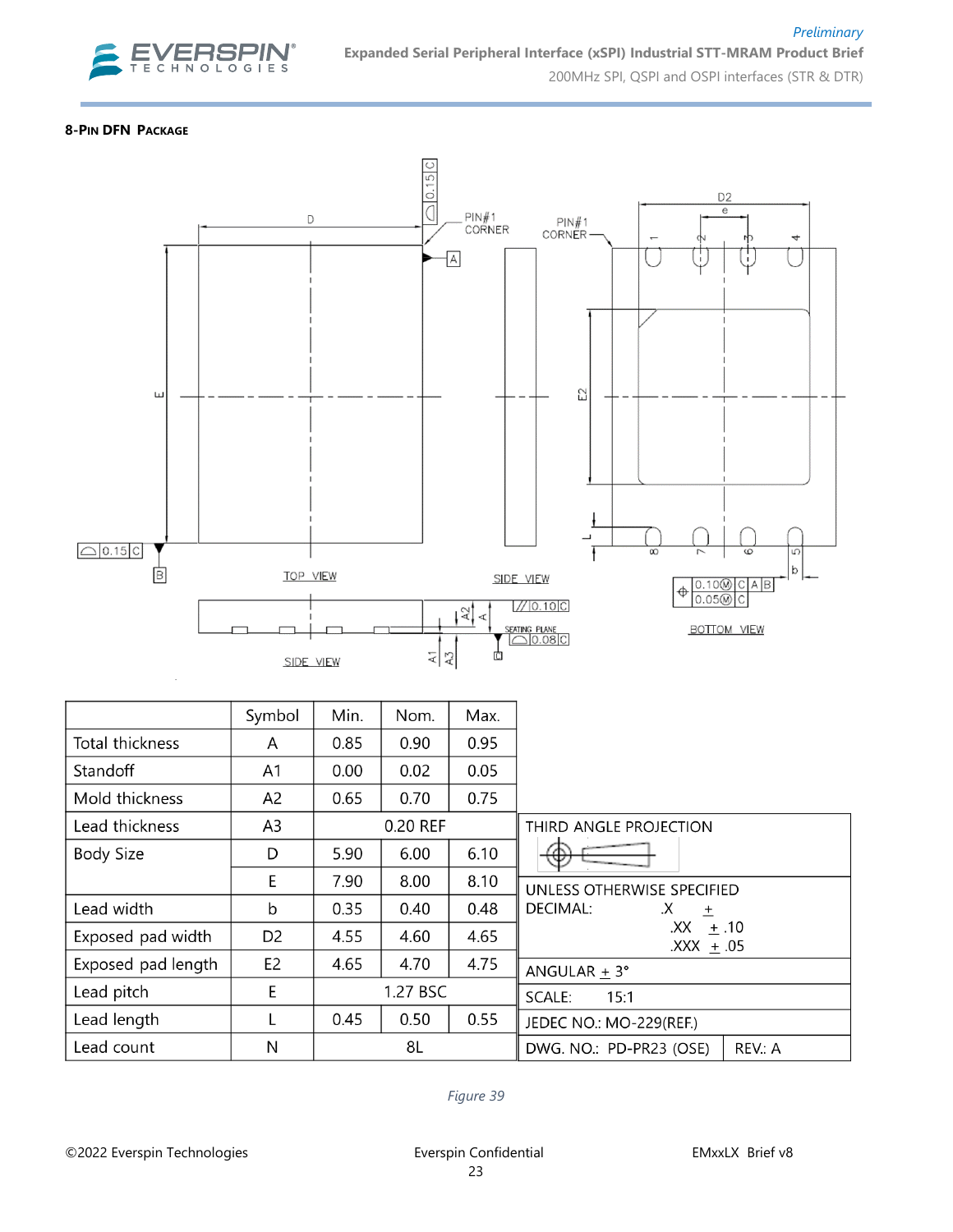### 8-Pin DFN Package

| | Symbol | Min. | Nom. | Max. |
|---|---|---|---|---|
| Total thickness | A | 0.85 | 0.90 | 0.95 |
| Standoff | A1 | 0.00 | 0.02 | 0.05 |
| Mold thickness | A2 | 0.65 | 0.70 | 0.75 |
| Lead thickness | A3 | | 0.20 REF | |
| Body Size | D | 5.90 | 6.00 | 6.10 |
| | E | 7.90 | 8.00 | 8.10 |
| Lead width | b | 0.35 | 0.40 | 0.48 |
| Exposed pad width | D2 | 4.55 | 4.60 | 4.65 |
| Exposed pad length | E2 | 4.65 | 4.70 | 4.75 |
| Lead pitch | E | | 1.27 BSC | |
| Lead length | L | 0.45 | 0.50 | 0.55 |
| Lead count | N | | 8L | |

THIRD ANGLE PROJECTION

UNLESS OTHERWISE SPECIFIED
DECIMAL: .X ±
.XX ± .10
.XXX ± .05

ANGULAR ± 3°

SCALE: 15:1

JEDEC NO.: MO-229(REF.)

DWG. NO.: PD-PR23 (OSE) REV.: A

*Figure 39*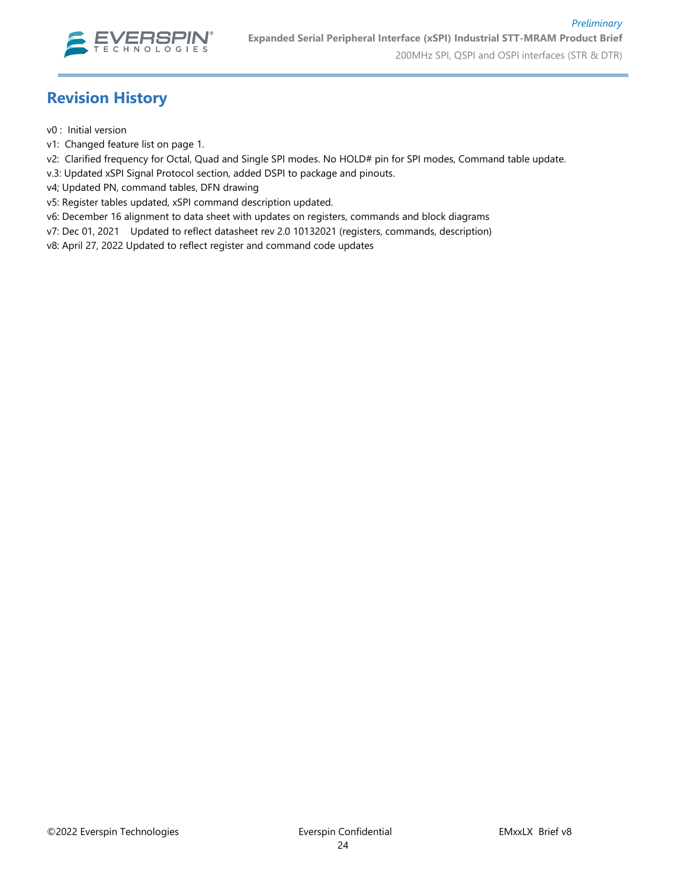# Revision History

v0 : Initial version

v1: Changed feature list on page 1.

v2: Clarified frequency for Octal, Quad and Single SPI modes. No HOLD# pin for SPI modes, Command table update.

v.3: Updated xSPI Signal Protocol section, added DSPI to package and pinouts.

v4; Updated PN, command tables, DFN drawing

v5: Register tables updated, xSPI command description updated.

v6: December 16 alignment to data sheet with updates on registers, commands and block diagrams

v7: Dec 01, 2021 Updated to reflect datasheet rev 2.0 10132021 (registers, commands, description)

v8: April 27, 2022 Updated to reflect register and command code updates